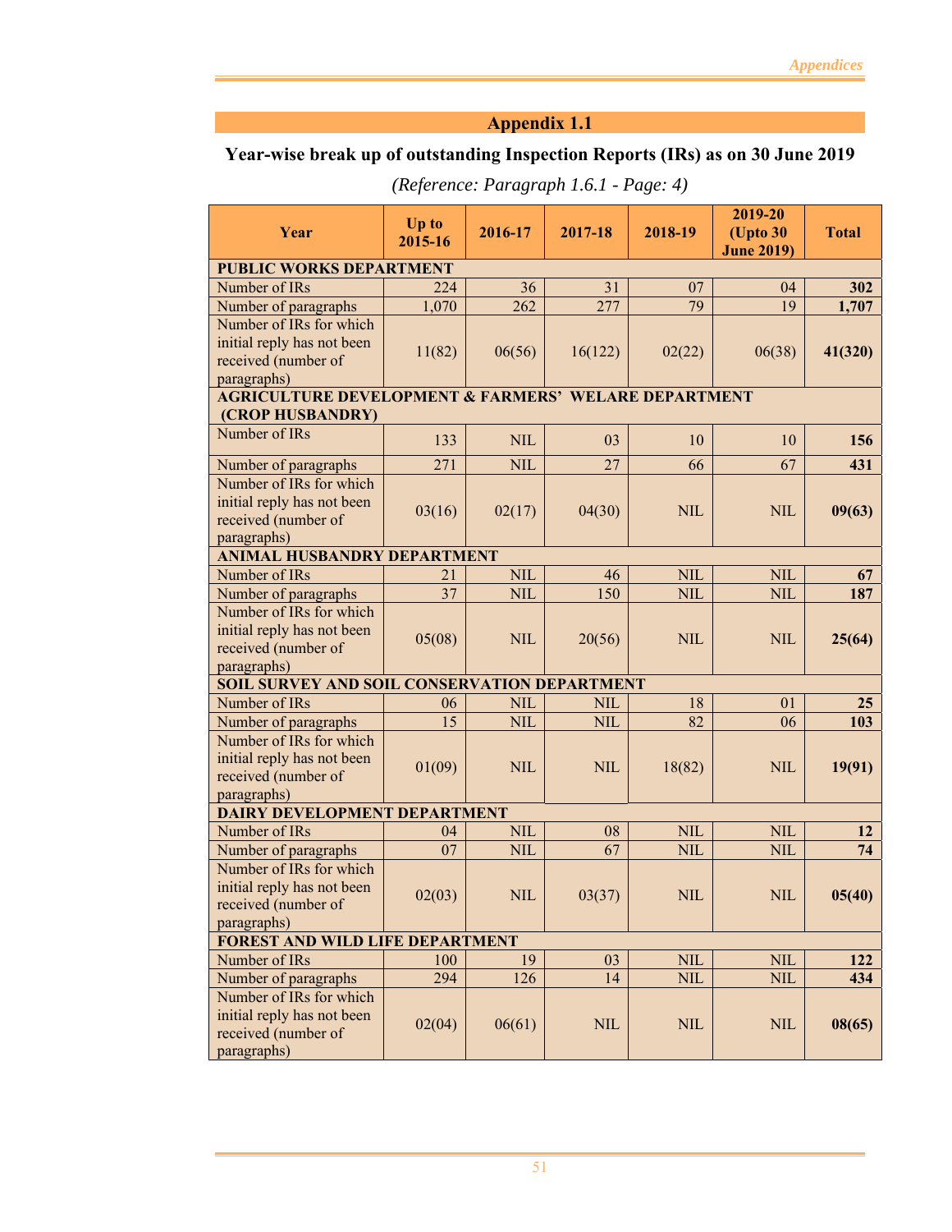## Appendix 1.1

### Year-wise break up of outstanding Inspection Reports (IRs) as on 30 June 2019

*(Reference: Paragraph 1.6.1 - Page: 4)*

| Year | Up to 2015-16 | 2016-17 | 2017-18 | 2018-19 | 2019-20 (Upto 30 June 2019) | Total |
|---|---|---|---|---|---|---|
| **PUBLIC WORKS DEPARTMENT** | | | | | | |
| Number of IRs | 224 | 36 | 31 | 07 | 04 | **302** |
| Number of paragraphs | 1,070 | 262 | 277 | 79 | 19 | **1,707** |
| Number of IRs for which initial reply has not been received (number of paragraphs) | 11(82) | 06(56) | 16(122) | 02(22) | 06(38) | **41(320)** |
| **AGRICULTURE DEVELOPMENT & FARMERS' WELARE DEPARTMENT (CROP HUSBANDRY)** | | | | | | |
| Number of IRs | 133 | NIL | 03 | 10 | 10 | **156** |
| Number of paragraphs | 271 | NIL | 27 | 66 | 67 | **431** |
| Number of IRs for which initial reply has not been received (number of paragraphs) | 03(16) | 02(17) | 04(30) | NIL | NIL | **09(63)** |
| **ANIMAL HUSBANDRY DEPARTMENT** | | | | | | |
| Number of IRs | 21 | NIL | 46 | NIL | NIL | **67** |
| Number of paragraphs | 37 | NIL | 150 | NIL | NIL | **187** |
| Number of IRs for which initial reply has not been received (number of paragraphs) | 05(08) | NIL | 20(56) | NIL | NIL | **25(64)** |
| **SOIL SURVEY AND SOIL CONSERVATION DEPARTMENT** | | | | | | |
| Number of IRs | 06 | NIL | NIL | 18 | 01 | **25** |
| Number of paragraphs | 15 | NIL | NIL | 82 | 06 | **103** |
| Number of IRs for which initial reply has not been received (number of paragraphs) | 01(09) | NIL | NIL | 18(82) | NIL | **19(91)** |
| **DAIRY DEVELOPMENT DEPARTMENT** | | | | | | |
| Number of IRs | 04 | NIL | 08 | NIL | NIL | **12** |
| Number of paragraphs | 07 | NIL | 67 | NIL | NIL | **74** |
| Number of IRs for which initial reply has not been received (number of paragraphs) | 02(03) | NIL | 03(37) | NIL | NIL | **05(40)** |
| **FOREST AND WILD LIFE DEPARTMENT** | | | | | | |
| Number of IRs | 100 | 19 | 03 | NIL | NIL | **122** |
| Number of paragraphs | 294 | 126 | 14 | NIL | NIL | **434** |
| Number of IRs for which initial reply has not been received (number of paragraphs) | 02(04) | 06(61) | NIL | NIL | NIL | **08(65)** |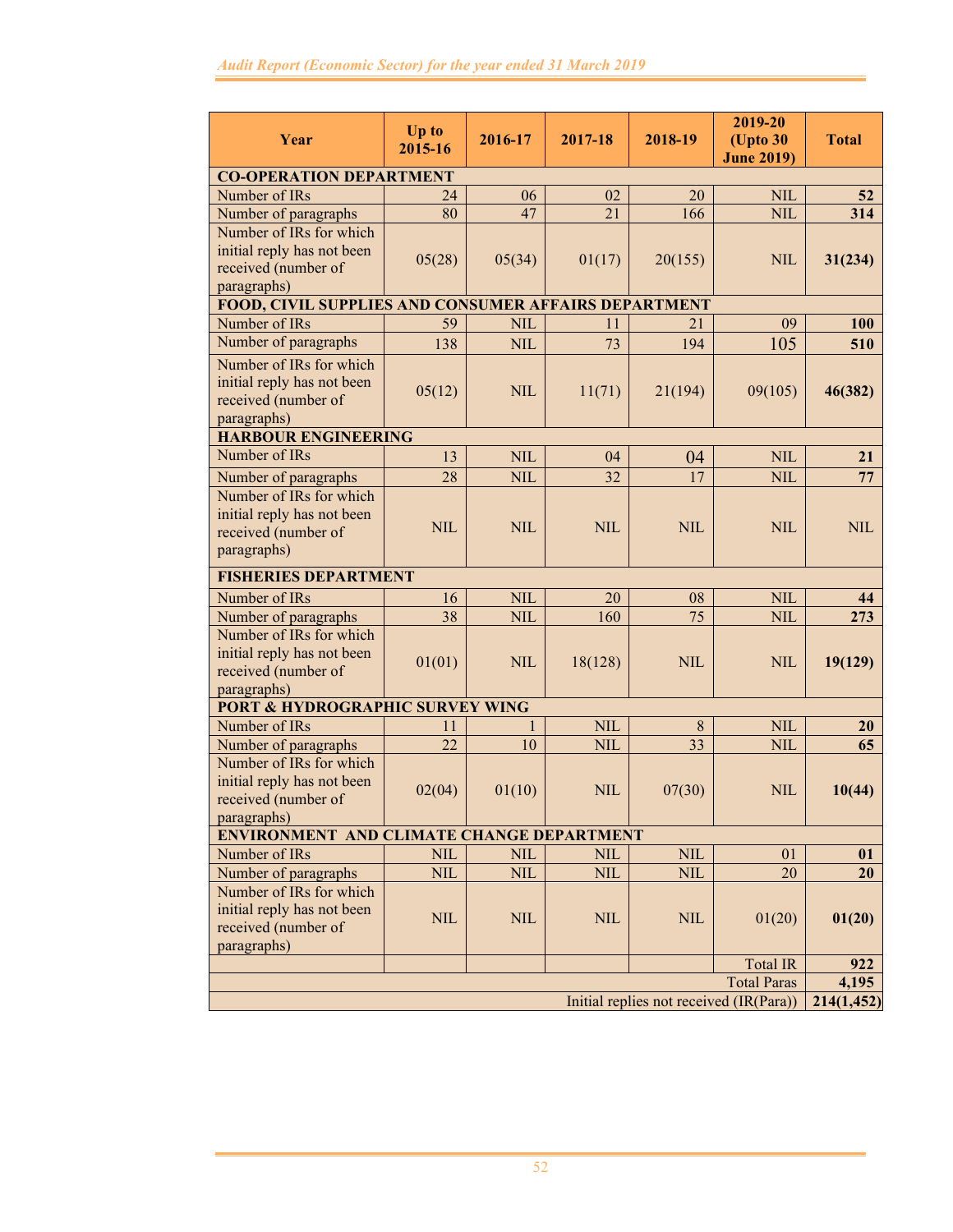| Year | Up to 2015-16 | 2016-17 | 2017-18 | 2018-19 | 2019-20 (Upto 30 June 2019) | Total |
|---|---|---|---|---|---|---|
| **CO-OPERATION DEPARTMENT** | | | | | | |
| Number of IRs | 24 | 06 | 02 | 20 | NIL | **52** |
| Number of paragraphs | 80 | 47 | 21 | 166 | NIL | **314** |
| Number of IRs for which initial reply has not been received (number of paragraphs) | 05(28) | 05(34) | 01(17) | 20(155) | NIL | **31(234)** |
| **FOOD, CIVIL SUPPLIES AND CONSUMER AFFAIRS DEPARTMENT** | | | | | | |
| Number of IRs | 59 | NIL | 11 | 21 | 09 | **100** |
| Number of paragraphs | 138 | NIL | 73 | 194 | 105 | **510** |
| Number of IRs for which initial reply has not been received (number of paragraphs) | 05(12) | NIL | 11(71) | 21(194) | 09(105) | **46(382)** |
| **HARBOUR ENGINEERING** | | | | | | |
| Number of IRs | 13 | NIL | 04 | 04 | NIL | **21** |
| Number of paragraphs | 28 | NIL | 32 | 17 | NIL | **77** |
| Number of IRs for which initial reply has not been received (number of paragraphs) | NIL | NIL | NIL | NIL | NIL | NIL |
| **FISHERIES DEPARTMENT** | | | | | | |
| Number of IRs | 16 | NIL | 20 | 08 | NIL | **44** |
| Number of paragraphs | 38 | NIL | 160 | 75 | NIL | **273** |
| Number of IRs for which initial reply has not been received (number of paragraphs) | 01(01) | NIL | 18(128) | NIL | NIL | **19(129)** |
| **PORT & HYDROGRAPHIC SURVEY WING** | | | | | | |
| Number of IRs | 11 | 1 | NIL | 8 | NIL | **20** |
| Number of paragraphs | 22 | 10 | NIL | 33 | NIL | **65** |
| Number of IRs for which initial reply has not been received (number of paragraphs) | 02(04) | 01(10) | NIL | 07(30) | NIL | **10(44)** |
| **ENVIRONMENT AND CLIMATE CHANGE DEPARTMENT** | | | | | | |
| Number of IRs | NIL | NIL | NIL | NIL | 01 | **01** |
| Number of paragraphs | NIL | NIL | NIL | NIL | 20 | **20** |
| Number of IRs for which initial reply has not been received (number of paragraphs) | NIL | NIL | NIL | NIL | 01(20) | **01(20)** |
| | | | | | Total IR | **922** |
| | | | | | Total Paras | **4,195** |
| | | | | | Initial replies not received (IR(Para)) | **214(1,452)** |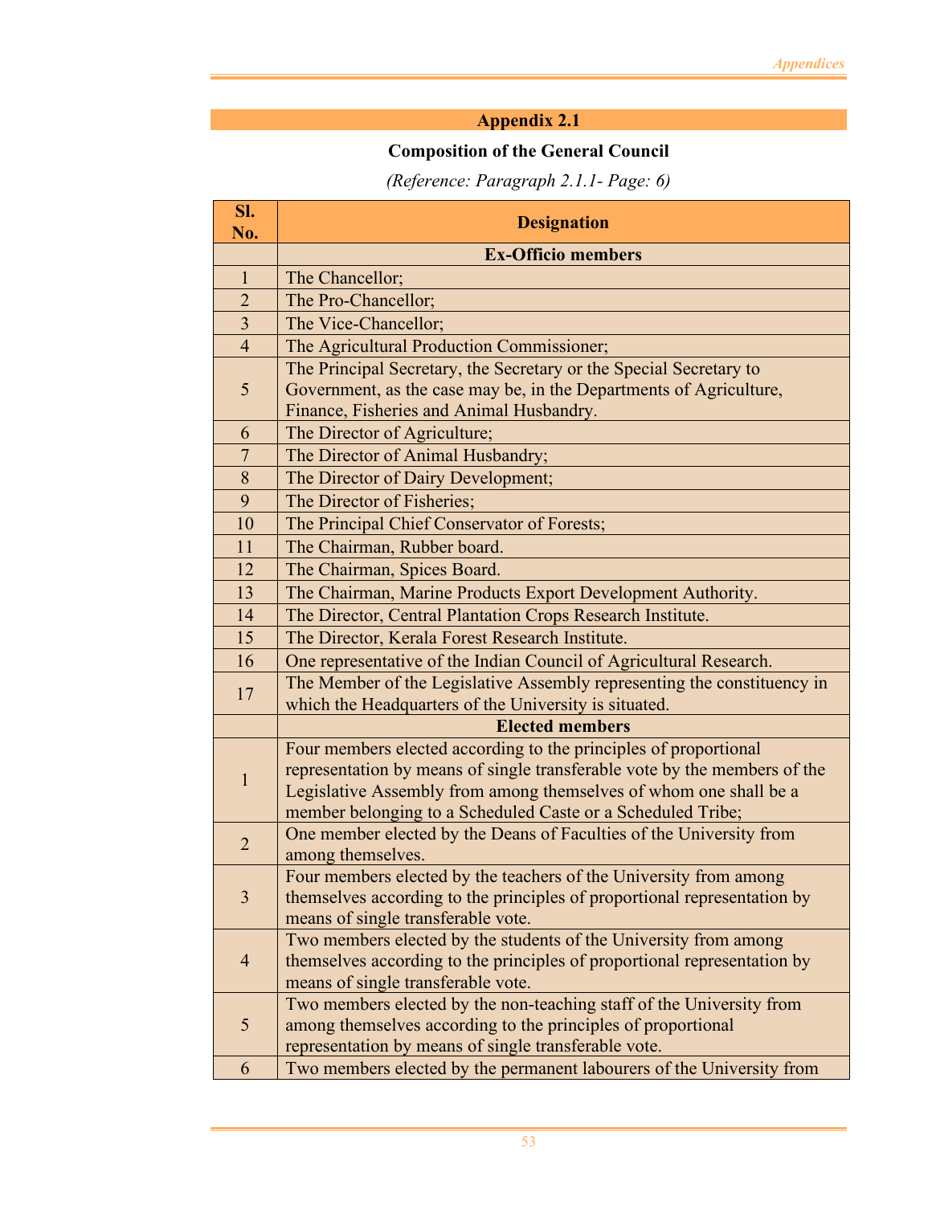## Appendix 2.1

### Composition of the General Council

*(Reference: Paragraph 2.1.1- Page: 6)*

| Sl. No. | Designation |
|---|---|
| | **Ex-Officio members** |
| 1 | The Chancellor; |
| 2 | The Pro-Chancellor; |
| 3 | The Vice-Chancellor; |
| 4 | The Agricultural Production Commissioner; |
| 5 | The Principal Secretary, the Secretary or the Special Secretary to Government, as the case may be, in the Departments of Agriculture, Finance, Fisheries and Animal Husbandry. |
| 6 | The Director of Agriculture; |
| 7 | The Director of Animal Husbandry; |
| 8 | The Director of Dairy Development; |
| 9 | The Director of Fisheries; |
| 10 | The Principal Chief Conservator of Forests; |
| 11 | The Chairman, Rubber board. |
| 12 | The Chairman, Spices Board. |
| 13 | The Chairman, Marine Products Export Development Authority. |
| 14 | The Director, Central Plantation Crops Research Institute. |
| 15 | The Director, Kerala Forest Research Institute. |
| 16 | One representative of the Indian Council of Agricultural Research. |
| 17 | The Member of the Legislative Assembly representing the constituency in which the Headquarters of the University is situated. |
| | **Elected members** |
| 1 | Four members elected according to the principles of proportional representation by means of single transferable vote by the members of the Legislative Assembly from among themselves of whom one shall be a member belonging to a Scheduled Caste or a Scheduled Tribe; |
| 2 | One member elected by the Deans of Faculties of the University from among themselves. |
| 3 | Four members elected by the teachers of the University from among themselves according to the principles of proportional representation by means of single transferable vote. |
| 4 | Two members elected by the students of the University from among themselves according to the principles of proportional representation by means of single transferable vote. |
| 5 | Two members elected by the non-teaching staff of the University from among themselves according to the principles of proportional representation by means of single transferable vote. |
| 6 | Two members elected by the permanent labourers of the University from |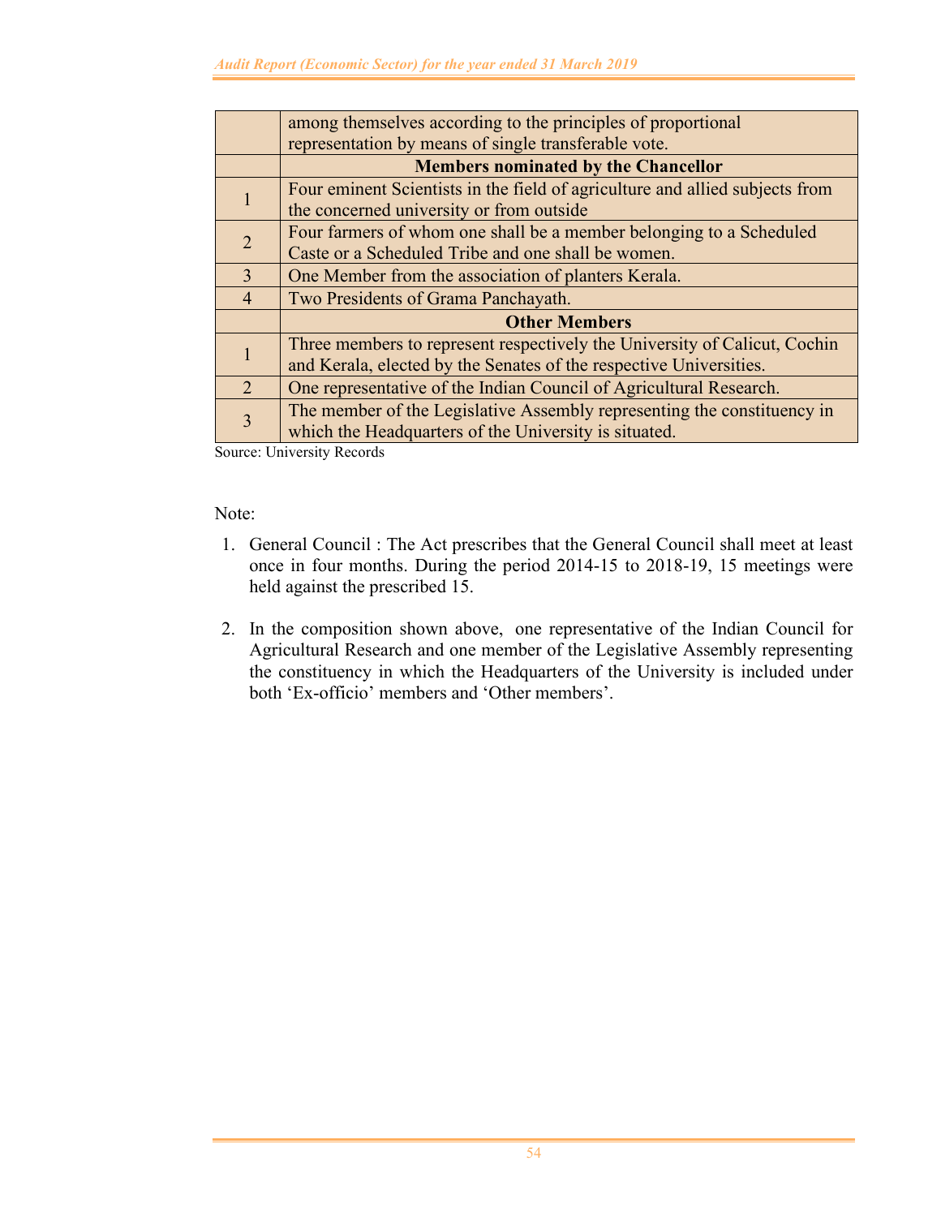|   |   |
|---|---|
|   | among themselves according to the principles of proportional representation by means of single transferable vote. |
|   | **Members nominated by the Chancellor** |
| 1 | Four eminent Scientists in the field of agriculture and allied subjects from the concerned university or from outside |
| 2 | Four farmers of whom one shall be a member belonging to a Scheduled Caste or a Scheduled Tribe and one shall be women. |
| 3 | One Member from the association of planters Kerala. |
| 4 | Two Presidents of Grama Panchayath. |
|   | **Other Members** |
| 1 | Three members to represent respectively the University of Calicut, Cochin and Kerala, elected by the Senates of the respective Universities. |
| 2 | One representative of the Indian Council of Agricultural Research. |
| 3 | The member of the Legislative Assembly representing the constituency in which the Headquarters of the University is situated. |

Source: University Records

Note:

1. General Council : The Act prescribes that the General Council shall meet at least once in four months. During the period 2014-15 to 2018-19, 15 meetings were held against the prescribed 15.

2. In the composition shown above, one representative of the Indian Council for Agricultural Research and one member of the Legislative Assembly representing the constituency in which the Headquarters of the University is included under both 'Ex-officio' members and 'Other members'.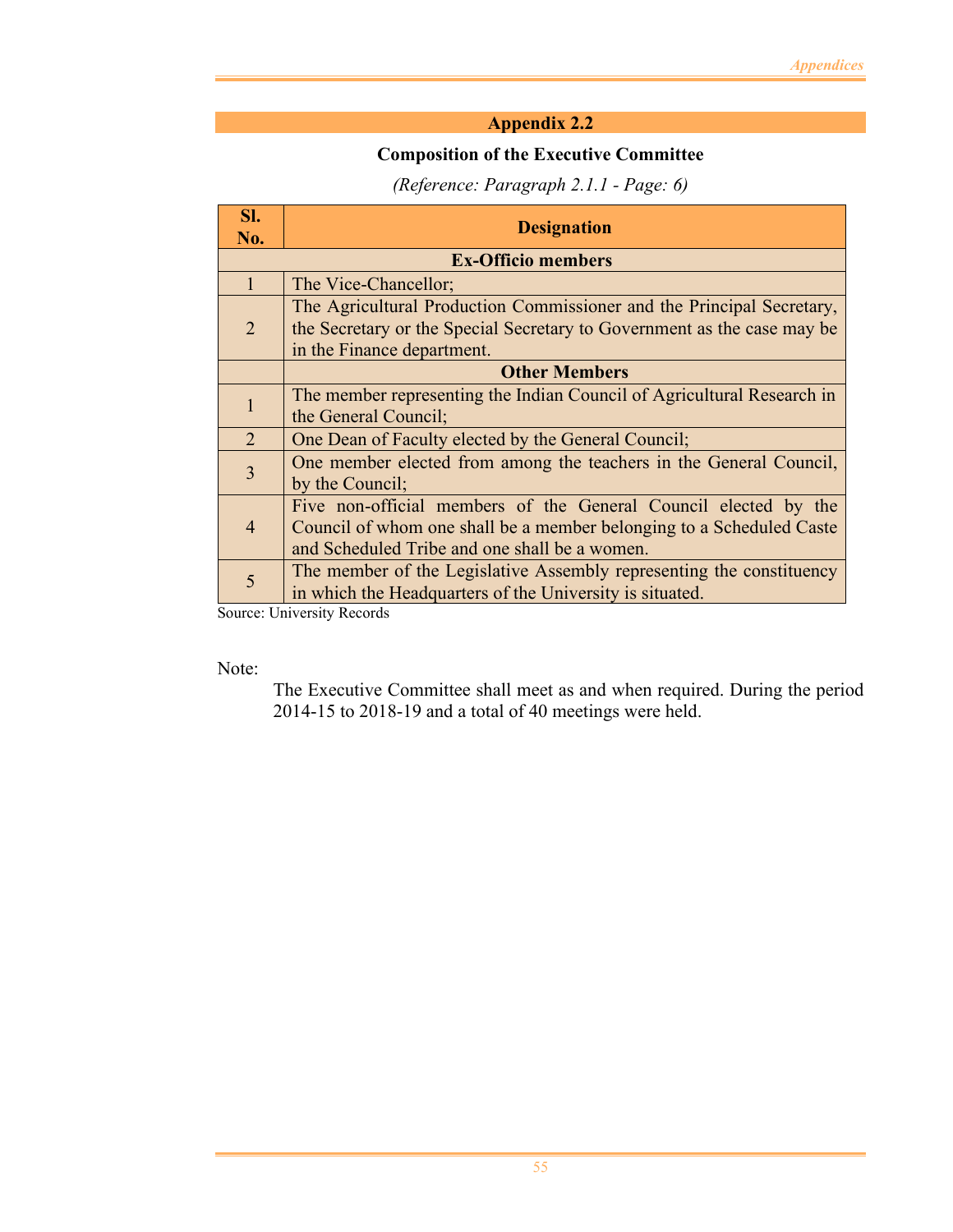## Appendix 2.2

### Composition of the Executive Committee

*(Reference: Paragraph 2.1.1 - Page: 6)*

| Sl. No. | Designation |
|---|---|
| | **Ex-Officio members** |
| 1 | The Vice-Chancellor; |
| 2 | The Agricultural Production Commissioner and the Principal Secretary, the Secretary or the Special Secretary to Government as the case may be in the Finance department. |
| | **Other Members** |
| 1 | The member representing the Indian Council of Agricultural Research in the General Council; |
| 2 | One Dean of Faculty elected by the General Council; |
| 3 | One member elected from among the teachers in the General Council, by the Council; |
| 4 | Five non-official members of the General Council elected by the Council of whom one shall be a member belonging to a Scheduled Caste and Scheduled Tribe and one shall be a women. |
| 5 | The member of the Legislative Assembly representing the constituency in which the Headquarters of the University is situated. |

Source: University Records

Note:

The Executive Committee shall meet as and when required. During the period 2014-15 to 2018-19 and a total of 40 meetings were held.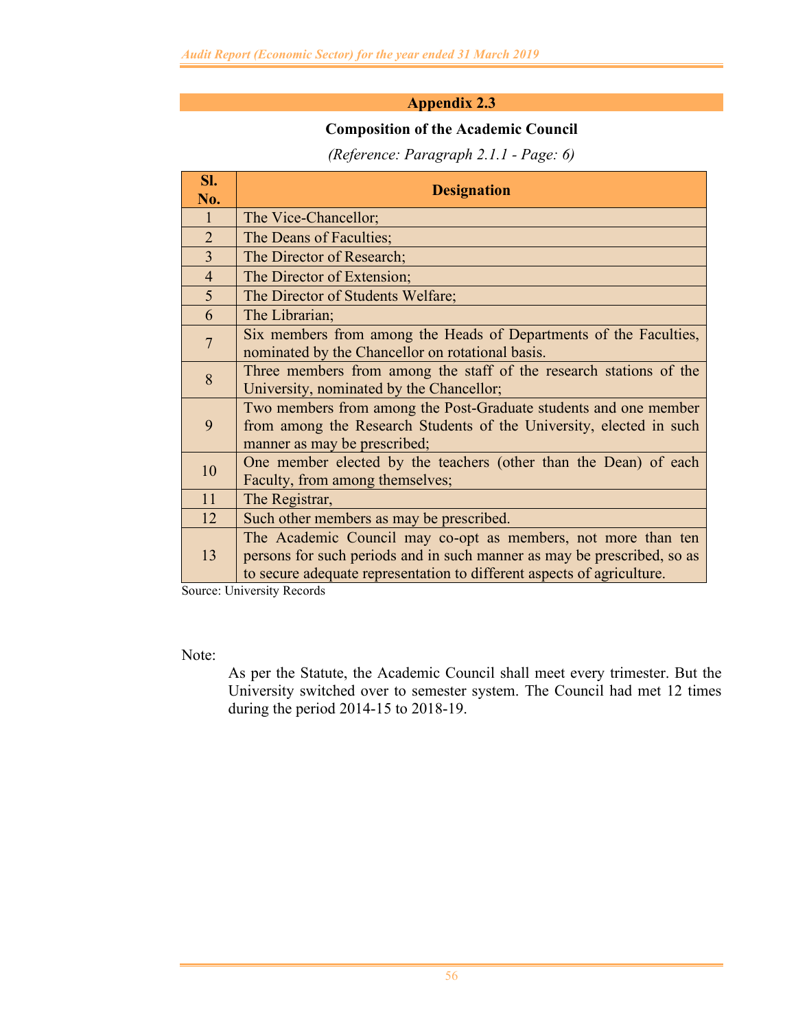## Appendix 2.3

### Composition of the Academic Council

*(Reference: Paragraph 2.1.1 - Page: 6)*

| Sl. No. | Designation |
|---|---|
| 1 | The Vice-Chancellor; |
| 2 | The Deans of Faculties; |
| 3 | The Director of Research; |
| 4 | The Director of Extension; |
| 5 | The Director of Students Welfare; |
| 6 | The Librarian; |
| 7 | Six members from among the Heads of Departments of the Faculties, nominated by the Chancellor on rotational basis. |
| 8 | Three members from among the staff of the research stations of the University, nominated by the Chancellor; |
| 9 | Two members from among the Post-Graduate students and one member from among the Research Students of the University, elected in such manner as may be prescribed; |
| 10 | One member elected by the teachers (other than the Dean) of each Faculty, from among themselves; |
| 11 | The Registrar, |
| 12 | Such other members as may be prescribed. |
| 13 | The Academic Council may co-opt as members, not more than ten persons for such periods and in such manner as may be prescribed, so as to secure adequate representation to different aspects of agriculture. |

Source: University Records

Note:

As per the Statute, the Academic Council shall meet every trimester. But the University switched over to semester system. The Council had met 12 times during the period 2014-15 to 2018-19.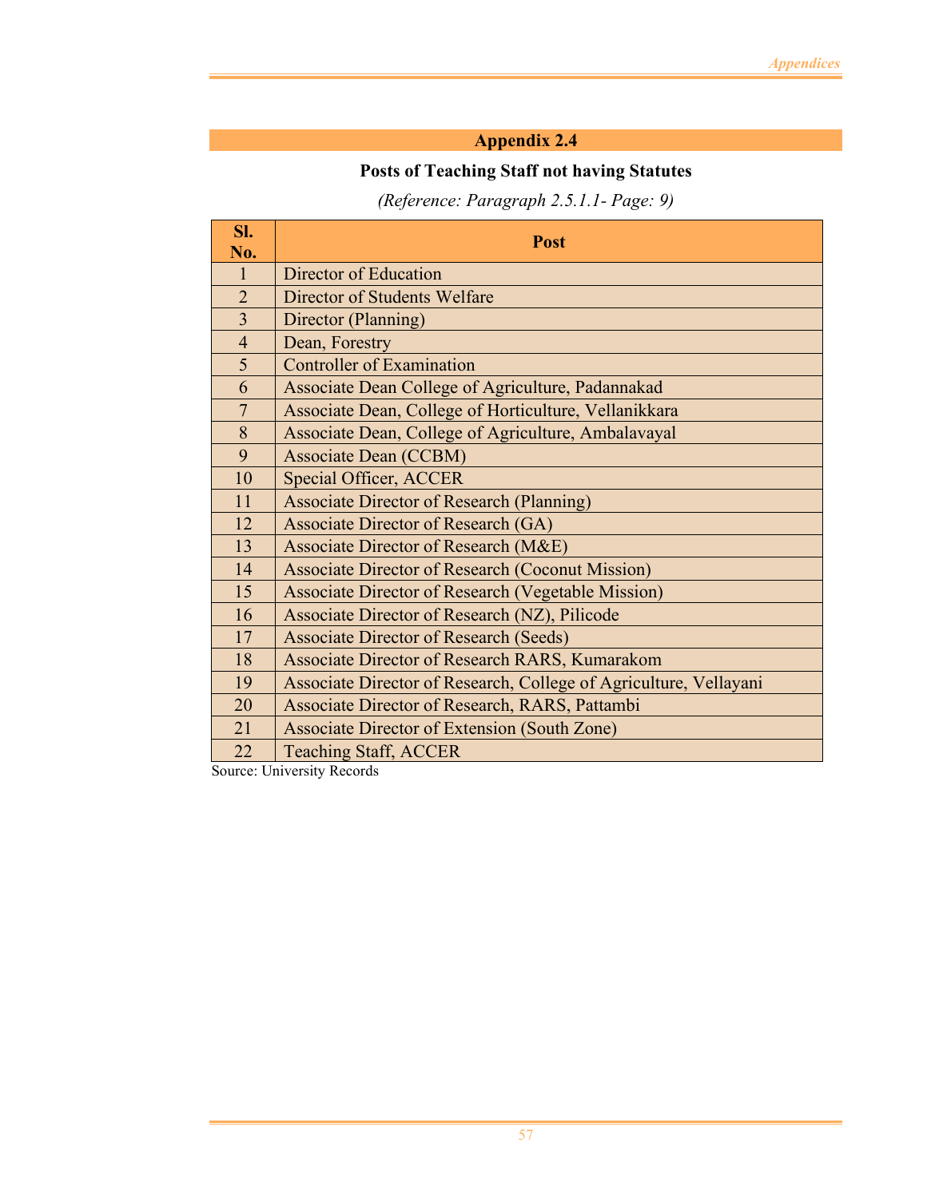## Appendix 2.4

### Posts of Teaching Staff not having Statutes

*(Reference: Paragraph 2.5.1.1- Page: 9)*

| Sl. No. | Post |
|---|---|
| 1 | Director of Education |
| 2 | Director of Students Welfare |
| 3 | Director (Planning) |
| 4 | Dean, Forestry |
| 5 | Controller of Examination |
| 6 | Associate Dean College of Agriculture, Padannakad |
| 7 | Associate Dean, College of Horticulture, Vellanikkara |
| 8 | Associate Dean, College of Agriculture, Ambalavayal |
| 9 | Associate Dean (CCBM) |
| 10 | Special Officer, ACCER |
| 11 | Associate Director of Research (Planning) |
| 12 | Associate Director of Research (GA) |
| 13 | Associate Director of Research (M&E) |
| 14 | Associate Director of Research (Coconut Mission) |
| 15 | Associate Director of Research (Vegetable Mission) |
| 16 | Associate Director of Research (NZ), Pilicode |
| 17 | Associate Director of Research (Seeds) |
| 18 | Associate Director of Research RARS, Kumarakom |
| 19 | Associate Director of Research, College of Agriculture, Vellayani |
| 20 | Associate Director of Research, RARS, Pattambi |
| 21 | Associate Director of Extension (South Zone) |
| 22 | Teaching Staff, ACCER |

Source: University Records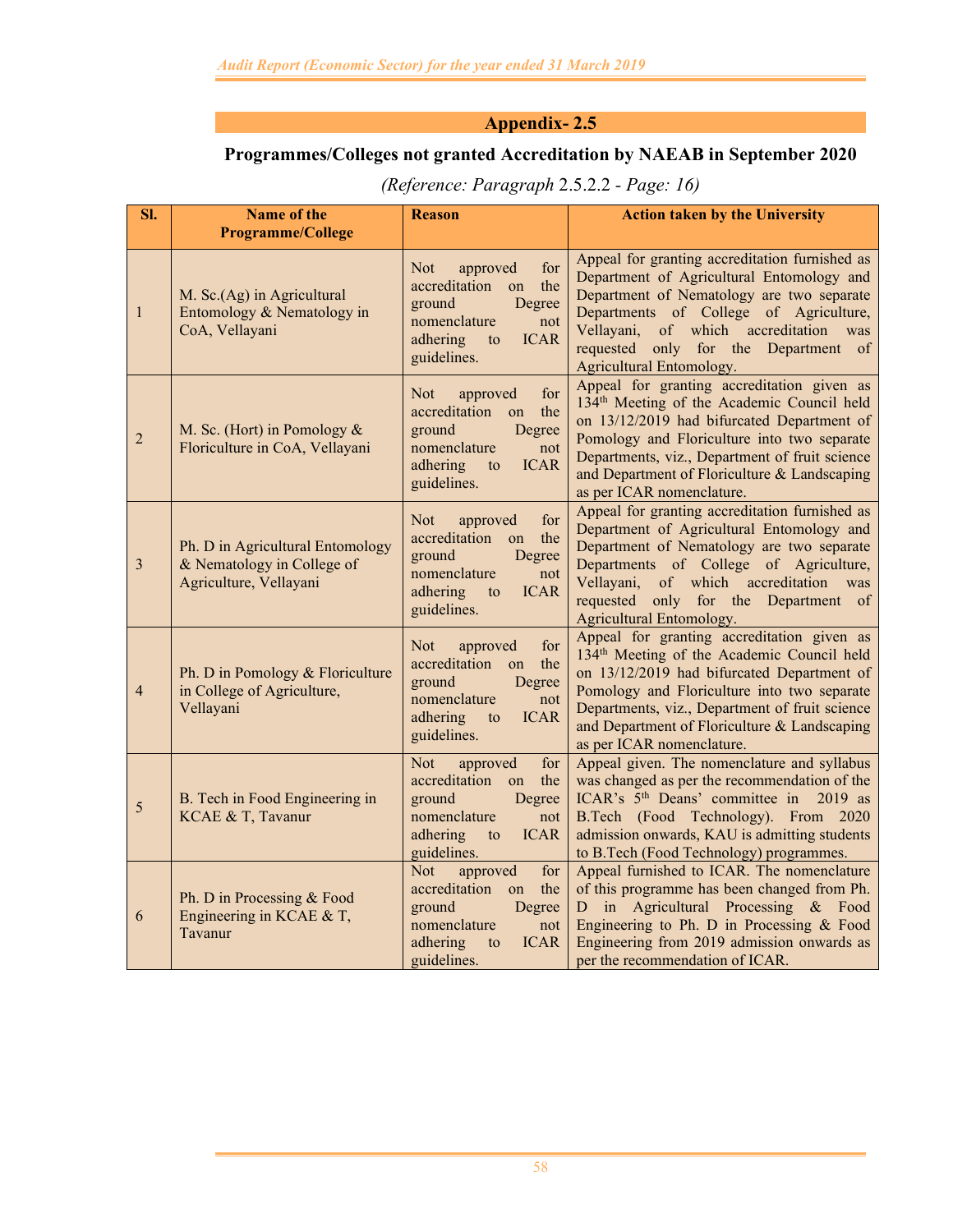## Appendix- 2.5

### Programmes/Colleges not granted Accreditation by NAEAB in September 2020

*(Reference: Paragraph 2.5.2.2 - Page: 16)*

| Sl. | Name of the Programme/College | Reason | Action taken by the University |
|---|---|---|---|
| 1 | M. Sc.(Ag) in Agricultural Entomology & Nematology in CoA, Vellayani | Not approved for accreditation on the ground Degree nomenclature not adhering to ICAR guidelines. | Appeal for granting accreditation furnished as Department of Agricultural Entomology and Department of Nematology are two separate Departments of College of Agriculture, Vellayani, of which accreditation was requested only for the Department of Agricultural Entomology. |
| 2 | M. Sc. (Hort) in Pomology & Floriculture in CoA, Vellayani | Not approved for accreditation on the ground Degree nomenclature not adhering to ICAR guidelines. | Appeal for granting accreditation given as 134th Meeting of the Academic Council held on 13/12/2019 had bifurcated Department of Pomology and Floriculture into two separate Departments, viz., Department of fruit science and Department of Floriculture & Landscaping as per ICAR nomenclature. |
| 3 | Ph. D in Agricultural Entomology & Nematology in College of Agriculture, Vellayani | Not approved for accreditation on the ground Degree nomenclature not adhering to ICAR guidelines. | Appeal for granting accreditation furnished as Department of Agricultural Entomology and Department of Nematology are two separate Departments of College of Agriculture, Vellayani, of which accreditation was requested only for the Department of Agricultural Entomology. |
| 4 | Ph. D in Pomology & Floriculture in College of Agriculture, Vellayani | Not approved for accreditation on the ground Degree nomenclature not adhering to ICAR guidelines. | Appeal for granting accreditation given as 134th Meeting of the Academic Council held on 13/12/2019 had bifurcated Department of Pomology and Floriculture into two separate Departments, viz., Department of fruit science and Department of Floriculture & Landscaping as per ICAR nomenclature. |
| 5 | B. Tech in Food Engineering in KCAE & T, Tavanur | Not approved for accreditation on the ground Degree nomenclature not adhering to ICAR guidelines. | Appeal given. The nomenclature and syllabus was changed as per the recommendation of the ICAR's 5th Deans' committee in 2019 as B.Tech (Food Technology). From 2020 admission onwards, KAU is admitting students to B.Tech (Food Technology) programmes. |
| 6 | Ph. D in Processing & Food Engineering in KCAE & T, Tavanur | Not approved for accreditation on the ground Degree nomenclature not adhering to ICAR guidelines. | Appeal furnished to ICAR. The nomenclature of this programme has been changed from Ph. D in Agricultural Processing & Food Engineering to Ph. D in Processing & Food Engineering from 2019 admission onwards as per the recommendation of ICAR. |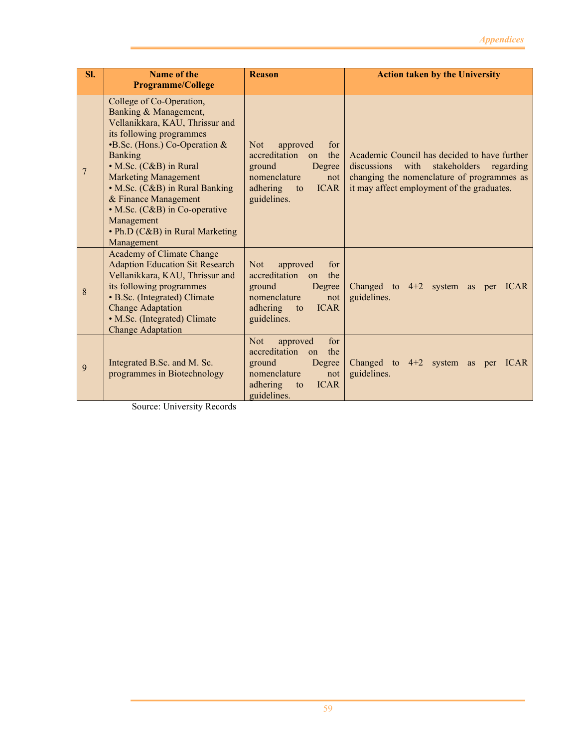| Sl. | Name of the Programme/College | Reason | Action taken by the University |
|---|---|---|---|
| 7 | College of Co-Operation, Banking & Management, Vellanikkara, KAU, Thrissur and its following programmes<br>•B.Sc. (Hons.) Co-Operation & Banking<br>• M.Sc. (C&B) in Rural Marketing Management<br>• M.Sc. (C&B) in Rural Banking & Finance Management<br>• M.Sc. (C&B) in Co-operative Management<br>• Ph.D (C&B) in Rural Marketing Management | Not approved for accreditation on the ground Degree nomenclature not adhering to ICAR guidelines. | Academic Council has decided to have further discussions with stakeholders regarding changing the nomenclature of programmes as it may affect employment of the graduates. |
| 8 | Academy of Climate Change Adaption Education Sit Research Vellanikkara, KAU, Thrissur and its following programmes<br>• B.Sc. (Integrated) Climate Change Adaptation<br>• M.Sc. (Integrated) Climate Change Adaptation | Not approved for accreditation on the ground Degree nomenclature not adhering to ICAR guidelines. | Changed to 4+2 system as per ICAR guidelines. |
| 9 | Integrated B.Sc. and M. Sc. programmes in Biotechnology | Not approved for accreditation on the ground Degree nomenclature not adhering to ICAR guidelines. | Changed to 4+2 system as per ICAR guidelines. |

Source: University Records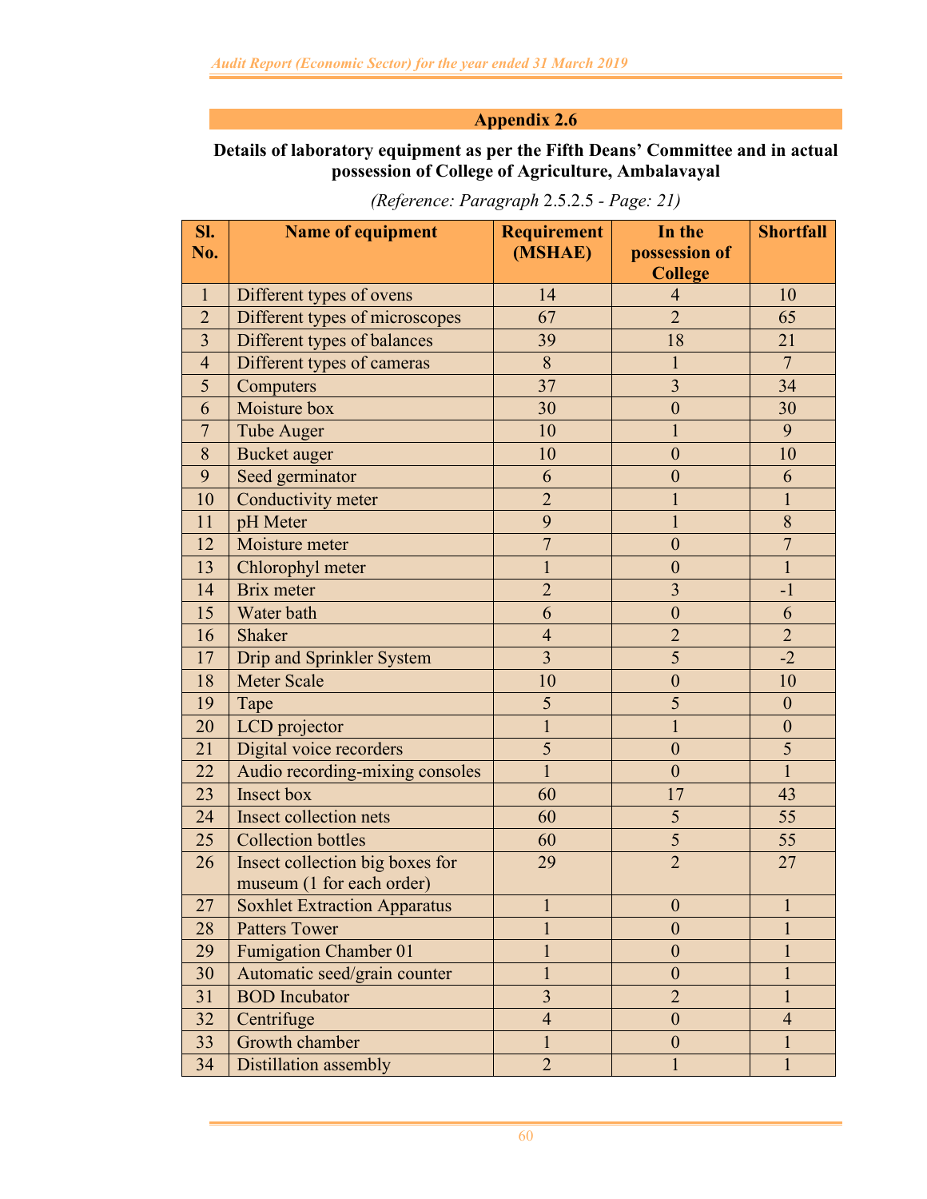## Appendix 2.6

**Details of laboratory equipment as per the Fifth Deans' Committee and in actual possession of College of Agriculture, Ambalavayal**

*(Reference: Paragraph 2.5.2.5 - Page: 21)*

| Sl. No. | Name of equipment | Requirement (MSHAE) | In the possession of College | Shortfall |
|---|---|---|---|---|
| 1 | Different types of ovens | 14 | 4 | 10 |
| 2 | Different types of microscopes | 67 | 2 | 65 |
| 3 | Different types of balances | 39 | 18 | 21 |
| 4 | Different types of cameras | 8 | 1 | 7 |
| 5 | Computers | 37 | 3 | 34 |
| 6 | Moisture box | 30 | 0 | 30 |
| 7 | Tube Auger | 10 | 1 | 9 |
| 8 | Bucket auger | 10 | 0 | 10 |
| 9 | Seed germinator | 6 | 0 | 6 |
| 10 | Conductivity meter | 2 | 1 | 1 |
| 11 | pH Meter | 9 | 1 | 8 |
| 12 | Moisture meter | 7 | 0 | 7 |
| 13 | Chlorophyl meter | 1 | 0 | 1 |
| 14 | Brix meter | 2 | 3 | -1 |
| 15 | Water bath | 6 | 0 | 6 |
| 16 | Shaker | 4 | 2 | 2 |
| 17 | Drip and Sprinkler System | 3 | 5 | -2 |
| 18 | Meter Scale | 10 | 0 | 10 |
| 19 | Tape | 5 | 5 | 0 |
| 20 | LCD projector | 1 | 1 | 0 |
| 21 | Digital voice recorders | 5 | 0 | 5 |
| 22 | Audio recording-mixing consoles | 1 | 0 | 1 |
| 23 | Insect box | 60 | 17 | 43 |
| 24 | Insect collection nets | 60 | 5 | 55 |
| 25 | Collection bottles | 60 | 5 | 55 |
| 26 | Insect collection big boxes for museum (1 for each order) | 29 | 2 | 27 |
| 27 | Soxhlet Extraction Apparatus | 1 | 0 | 1 |
| 28 | Patters Tower | 1 | 0 | 1 |
| 29 | Fumigation Chamber 01 | 1 | 0 | 1 |
| 30 | Automatic seed/grain counter | 1 | 0 | 1 |
| 31 | BOD Incubator | 3 | 2 | 1 |
| 32 | Centrifuge | 4 | 0 | 4 |
| 33 | Growth chamber | 1 | 0 | 1 |
| 34 | Distillation assembly | 2 | 1 | 1 |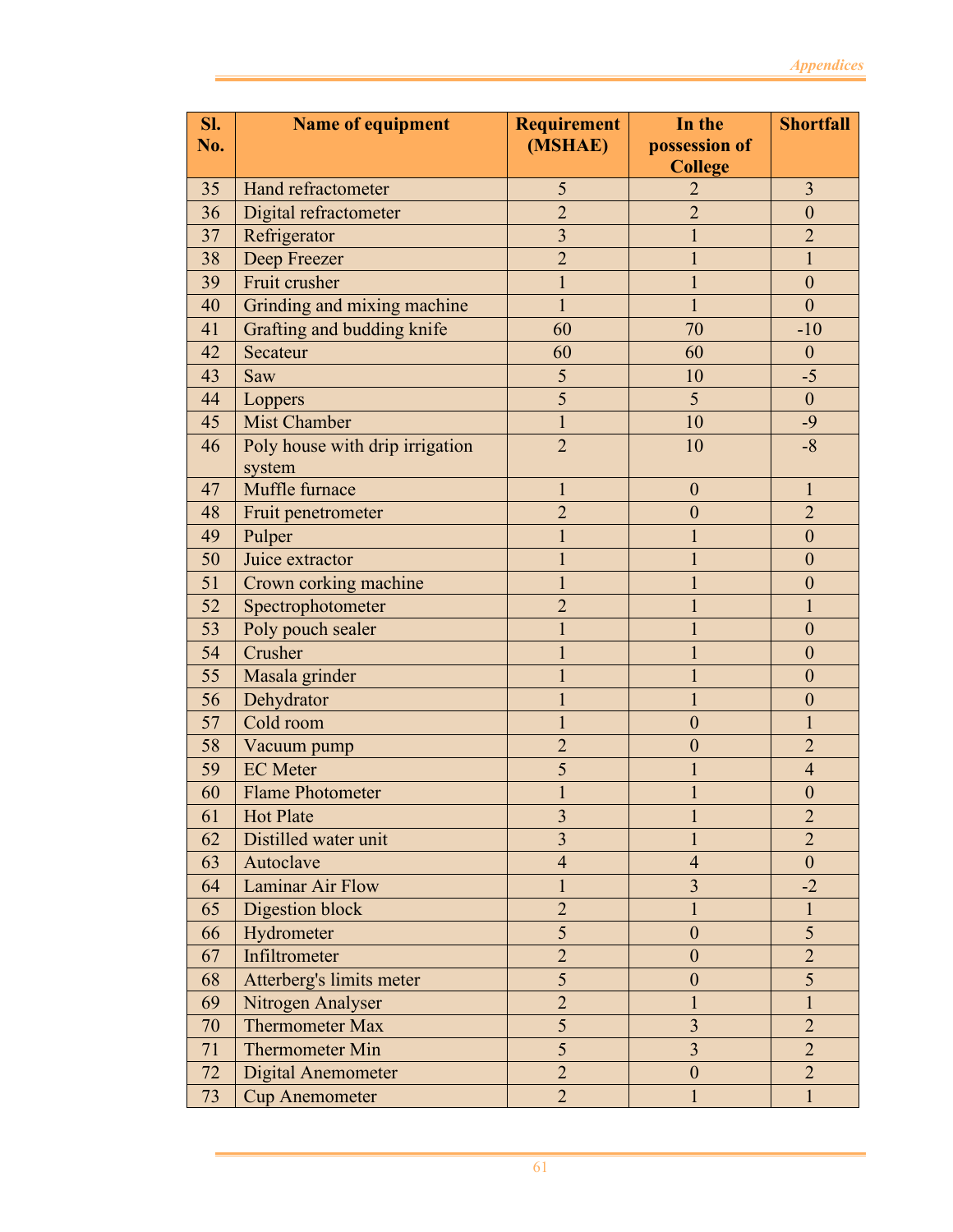| Sl. No. | Name of equipment | Requirement (MSHAE) | In the possession of College | Shortfall |
|---|---|---|---|---|
| 35 | Hand refractometer | 5 | 2 | 3 |
| 36 | Digital refractometer | 2 | 2 | 0 |
| 37 | Refrigerator | 3 | 1 | 2 |
| 38 | Deep Freezer | 2 | 1 | 1 |
| 39 | Fruit crusher | 1 | 1 | 0 |
| 40 | Grinding and mixing machine | 1 | 1 | 0 |
| 41 | Grafting and budding knife | 60 | 70 | -10 |
| 42 | Secateur | 60 | 60 | 0 |
| 43 | Saw | 5 | 10 | -5 |
| 44 | Loppers | 5 | 5 | 0 |
| 45 | Mist Chamber | 1 | 10 | -9 |
| 46 | Poly house with drip irrigation system | 2 | 10 | -8 |
| 47 | Muffle furnace | 1 | 0 | 1 |
| 48 | Fruit penetrometer | 2 | 0 | 2 |
| 49 | Pulper | 1 | 1 | 0 |
| 50 | Juice extractor | 1 | 1 | 0 |
| 51 | Crown corking machine | 1 | 1 | 0 |
| 52 | Spectrophotometer | 2 | 1 | 1 |
| 53 | Poly pouch sealer | 1 | 1 | 0 |
| 54 | Crusher | 1 | 1 | 0 |
| 55 | Masala grinder | 1 | 1 | 0 |
| 56 | Dehydrator | 1 | 1 | 0 |
| 57 | Cold room | 1 | 0 | 1 |
| 58 | Vacuum pump | 2 | 0 | 2 |
| 59 | EC Meter | 5 | 1 | 4 |
| 60 | Flame Photometer | 1 | 1 | 0 |
| 61 | Hot Plate | 3 | 1 | 2 |
| 62 | Distilled water unit | 3 | 1 | 2 |
| 63 | Autoclave | 4 | 4 | 0 |
| 64 | Laminar Air Flow | 1 | 3 | -2 |
| 65 | Digestion block | 2 | 1 | 1 |
| 66 | Hydrometer | 5 | 0 | 5 |
| 67 | Infiltrometer | 2 | 0 | 2 |
| 68 | Atterberg's limits meter | 5 | 0 | 5 |
| 69 | Nitrogen Analyser | 2 | 1 | 1 |
| 70 | Thermometer Max | 5 | 3 | 2 |
| 71 | Thermometer Min | 5 | 3 | 2 |
| 72 | Digital Anemometer | 2 | 0 | 2 |
| 73 | Cup Anemometer | 2 | 1 | 1 |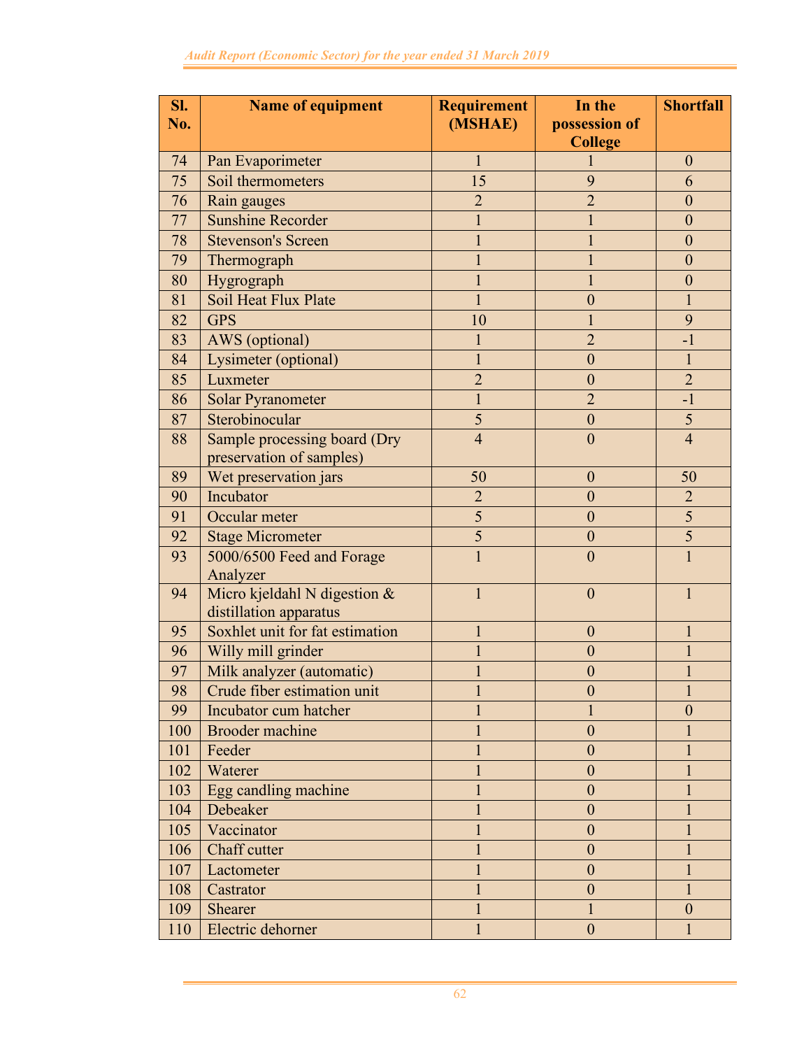| Sl. No. | Name of equipment | Requirement (MSHAE) | In the possession of College | Shortfall |
|---|---|---|---|---|
| 74 | Pan Evaporimeter | 1 | 1 | 0 |
| 75 | Soil thermometers | 15 | 9 | 6 |
| 76 | Rain gauges | 2 | 2 | 0 |
| 77 | Sunshine Recorder | 1 | 1 | 0 |
| 78 | Stevenson's Screen | 1 | 1 | 0 |
| 79 | Thermograph | 1 | 1 | 0 |
| 80 | Hygrograph | 1 | 1 | 0 |
| 81 | Soil Heat Flux Plate | 1 | 0 | 1 |
| 82 | GPS | 10 | 1 | 9 |
| 83 | AWS (optional) | 1 | 2 | -1 |
| 84 | Lysimeter (optional) | 1 | 0 | 1 |
| 85 | Luxmeter | 2 | 0 | 2 |
| 86 | Solar Pyranometer | 1 | 2 | -1 |
| 87 | Sterobinocular | 5 | 0 | 5 |
| 88 | Sample processing board (Dry preservation of samples) | 4 | 0 | 4 |
| 89 | Wet preservation jars | 50 | 0 | 50 |
| 90 | Incubator | 2 | 0 | 2 |
| 91 | Occular meter | 5 | 0 | 5 |
| 92 | Stage Micrometer | 5 | 0 | 5 |
| 93 | 5000/6500 Feed and Forage Analyzer | 1 | 0 | 1 |
| 94 | Micro kjeldahl N digestion & distillation apparatus | 1 | 0 | 1 |
| 95 | Soxhlet unit for fat estimation | 1 | 0 | 1 |
| 96 | Willy mill grinder | 1 | 0 | 1 |
| 97 | Milk analyzer (automatic) | 1 | 0 | 1 |
| 98 | Crude fiber estimation unit | 1 | 0 | 1 |
| 99 | Incubator cum hatcher | 1 | 1 | 0 |
| 100 | Brooder machine | 1 | 0 | 1 |
| 101 | Feeder | 1 | 0 | 1 |
| 102 | Waterer | 1 | 0 | 1 |
| 103 | Egg candling machine | 1 | 0 | 1 |
| 104 | Debeaker | 1 | 0 | 1 |
| 105 | Vaccinator | 1 | 0 | 1 |
| 106 | Chaff cutter | 1 | 0 | 1 |
| 107 | Lactometer | 1 | 0 | 1 |
| 108 | Castrator | 1 | 0 | 1 |
| 109 | Shearer | 1 | 1 | 0 |
| 110 | Electric dehorner | 1 | 0 | 1 |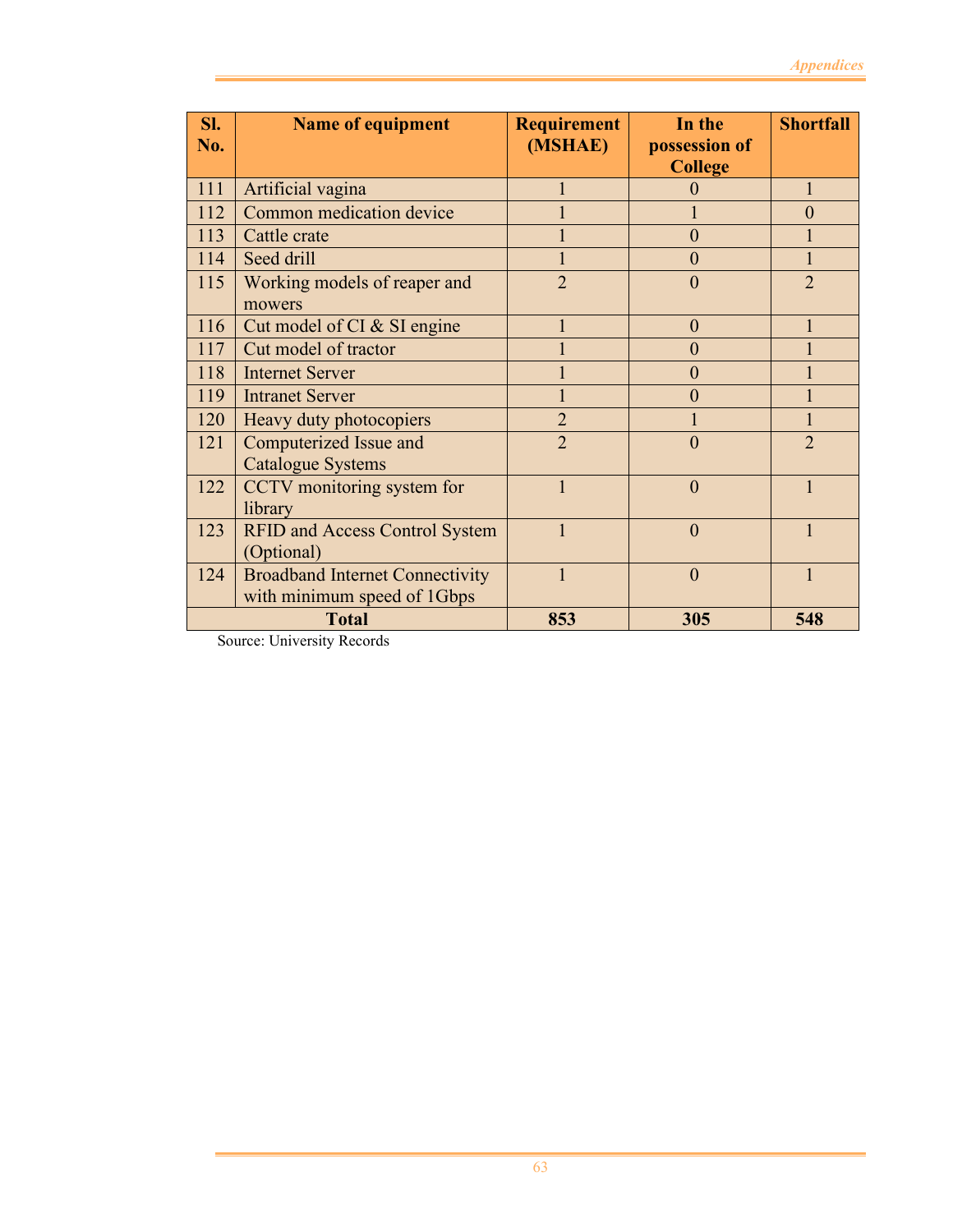| Sl. No. | Name of equipment | Requirement (MSHAE) | In the possession of College | Shortfall |
|---|---|---|---|---|
| 111 | Artificial vagina | 1 | 0 | 1 |
| 112 | Common medication device | 1 | 1 | 0 |
| 113 | Cattle crate | 1 | 0 | 1 |
| 114 | Seed drill | 1 | 0 | 1 |
| 115 | Working models of reaper and mowers | 2 | 0 | 2 |
| 116 | Cut model of CI & SI engine | 1 | 0 | 1 |
| 117 | Cut model of tractor | 1 | 0 | 1 |
| 118 | Internet Server | 1 | 0 | 1 |
| 119 | Intranet Server | 1 | 0 | 1 |
| 120 | Heavy duty photocopiers | 2 | 1 | 1 |
| 121 | Computerized Issue and Catalogue Systems | 2 | 0 | 2 |
| 122 | CCTV monitoring system for library | 1 | 0 | 1 |
| 123 | RFID and Access Control System (Optional) | 1 | 0 | 1 |
| 124 | Broadband Internet Connectivity with minimum speed of 1Gbps | 1 | 0 | 1 |
| **Total** | | **853** | **305** | **548** |

Source: University Records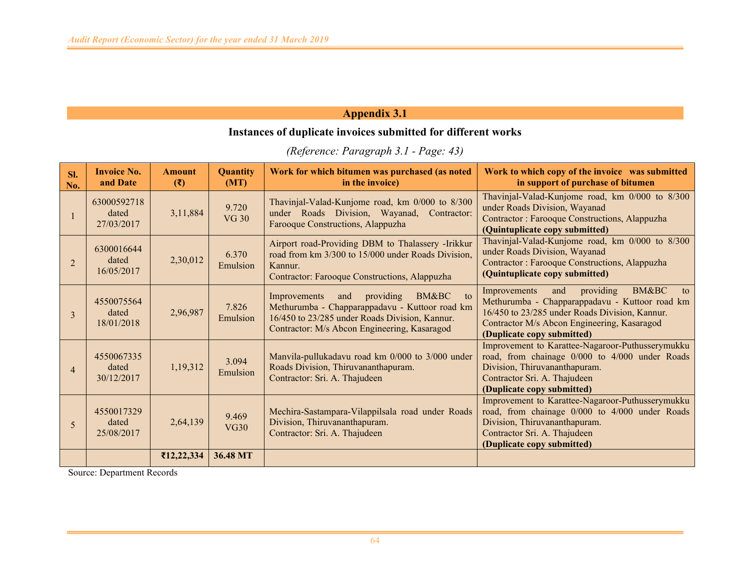## Appendix 3.1

### Instances of duplicate invoices submitted for different works

*(Reference: Paragraph 3.1 - Page: 43)*

| Sl. No. | Invoice No. and Date | Amount (₹) | Quantity (MT) | Work for which bitumen was purchased (as noted in the invoice) | Work to which copy of the invoice was submitted in support of purchase of bitumen |
|---|---|---|---|---|---|
| 1 | 63000592718 dated 27/03/2017 | 3,11,884 | 9.720 VG 30 | Thavinjal-Valad-Kunjome road, km 0/000 to 8/300 under Roads Division, Wayanad, Contractor: Farooque Constructions, Alappuzha | Thavinjal-Valad-Kunjome road, km 0/000 to 8/300 under Roads Division, Wayanad Contractor : Farooque Constructions, Alappuzha **(Quintuplicate copy submitted)** |
| 2 | 6300016644 dated 16/05/2017 | 2,30,012 | 6.370 Emulsion | Airport road-Providing DBM to Thalassery -Irikkur road from km 3/300 to 15/000 under Roads Division, Kannur. Contractor: Farooque Constructions, Alappuzha | Thavinjal-Valad-Kunjome road, km 0/000 to 8/300 under Roads Division, Wayanad Contractor : Farooque Constructions, Alappuzha **(Quintuplicate copy submitted)** |
| 3 | 4550075564 dated 18/01/2018 | 2,96,987 | 7.826 Emulsion | Improvements and providing BM&BC to Methurumba - Chapparappadavu - Kuttoor road km 16/450 to 23/285 under Roads Division, Kannur. Contractor: M/s Abcon Engineering, Kasaragod | Improvements and providing BM&BC to Methurumba - Chapparappadavu - Kuttoor road km 16/450 to 23/285 under Roads Division, Kannur. Contractor M/s Abcon Engineering, Kasaragod **(Duplicate copy submitted)** |
| 4 | 4550067335 dated 30/12/2017 | 1,19,312 | 3.094 Emulsion | Manvila-pullukadavu road km 0/000 to 3/000 under Roads Division, Thiruvananthapuram. Contractor: Sri. A. Thajudeen | Improvement to Karattee-Nagaroor-Puthusserymukku road, from chainage 0/000 to 4/000 under Roads Division, Thiruvananthapuram. Contractor Sri. A. Thajudeen **(Duplicate copy submitted)** |
| 5 | 4550017329 dated 25/08/2017 | 2,64,139 | 9.469 VG30 | Mechira-Sastampara-Vilappilsala road under Roads Division, Thiruvananthapuram. Contractor: Sri. A. Thajudeen | Improvement to Karattee-Nagaroor-Puthusserymukku road, from chainage 0/000 to 4/000 under Roads Division, Thiruvananthapuram. Contractor Sri. A. Thajudeen **(Duplicate copy submitted)** |
| | | **₹12,22,334** | **36.48 MT** | | |

Source: Department Records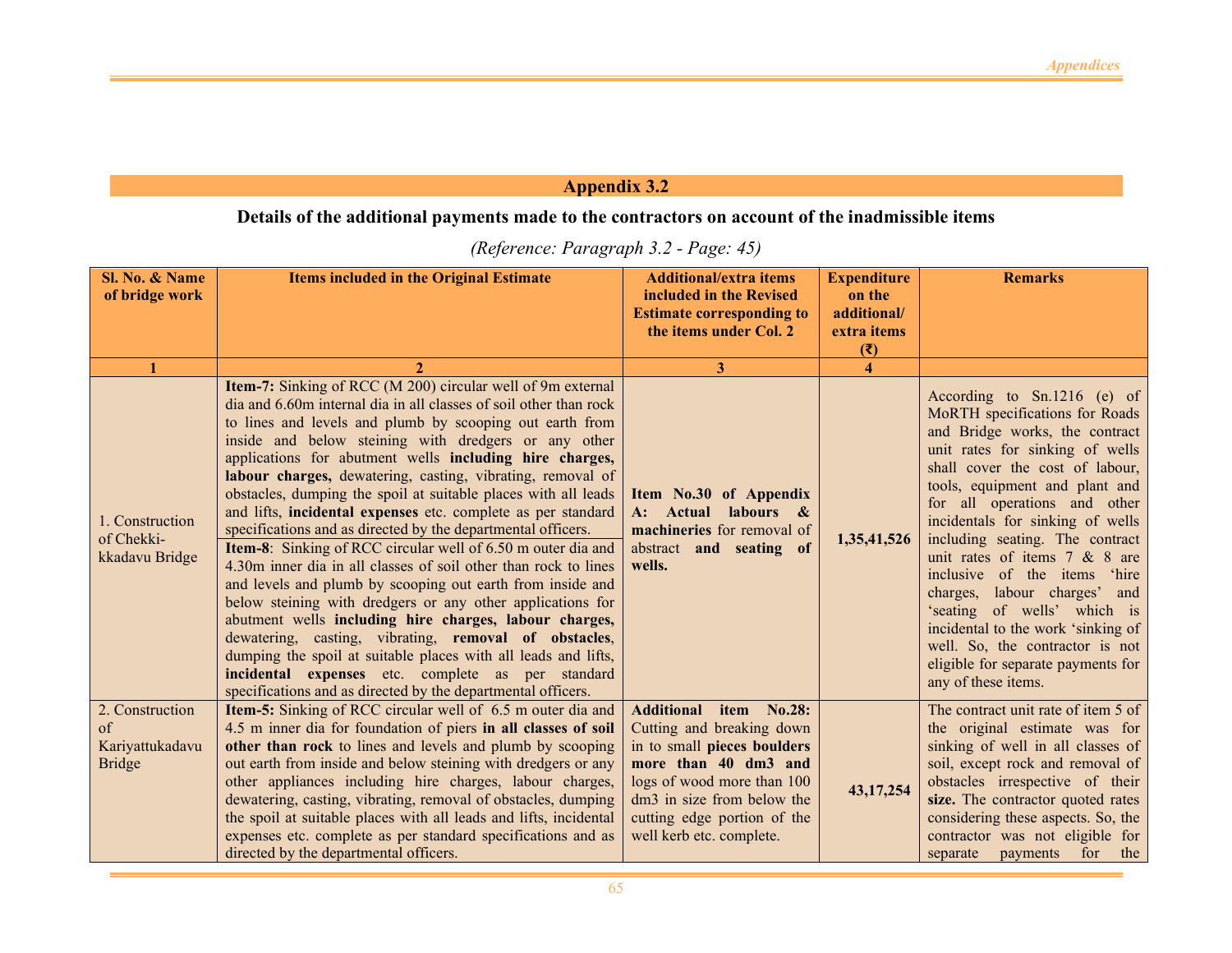## Appendix 3.2

### Details of the additional payments made to the contractors on account of the inadmissible items

*(Reference: Paragraph 3.2 - Page: 45)*

| Sl. No. & Name of bridge work | Items included in the Original Estimate | Additional/extra items included in the Revised Estimate corresponding to the items under Col. 2 | Expenditure on the additional/ extra items (₹) | Remarks |
|---|---|---|---|---|
| 1 | 2 | 3 | 4 | |
| 1. Construction of Chekki-kkadavu Bridge | **Item-7:** Sinking of RCC (M 200) circular well of 9m external dia and 6.60m internal dia in all classes of soil other than rock to lines and levels and plumb by scooping out earth from inside and below steining with dredgers or any other applications for abutment wells **including hire charges, labour charges,** dewatering, casting, vibrating, removal of obstacles, dumping the spoil at suitable places with all leads and lifts, **incidental expenses** etc. complete as per standard specifications and as directed by the departmental officers.<br>**Item-8**: Sinking of RCC circular well of 6.50 m outer dia and 4.30m inner dia in all classes of soil other than rock to lines and levels and plumb by scooping out earth from inside and below steining with dredgers or any other applications for abutment wells **including hire charges, labour charges,** dewatering, casting, vibrating, **removal of obstacles**, dumping the spoil at suitable places with all leads and lifts, **incidental expenses** etc. complete as per standard specifications and as directed by the departmental officers. | **Item No.30 of Appendix A: Actual labours & machineries** for removal of abstract **and seating of wells.** | **1,35,41,526** | According to Sn.1216 (e) of MoRTH specifications for Roads and Bridge works, the contract unit rates for sinking of wells shall cover the cost of labour, tools, equipment and plant and for all operations and other incidentals for sinking of wells including seating. The contract unit rates of items 7 & 8 are inclusive of the items 'hire charges, labour charges' and 'seating of wells' which is incidental to the work 'sinking of well. So, the contractor is not eligible for separate payments for any of these items. |
| 2. Construction of Kariyattukadavu Bridge | **Item-5:** Sinking of RCC circular well of 6.5 m outer dia and 4.5 m inner dia for foundation of piers **in all classes of soil other than rock** to lines and levels and plumb by scooping out earth from inside and below steining with dredgers or any other appliances including hire charges, labour charges, dewatering, casting, vibrating, removal of obstacles, dumping the spoil at suitable places with all leads and lifts, incidental expenses etc. complete as per standard specifications and as directed by the departmental officers. | **Additional item No.28:** Cutting and breaking down in to small **pieces boulders more than 40 dm3 and** logs of wood more than 100 dm3 in size from below the cutting edge portion of the well kerb etc. complete. | **43,17,254** | The contract unit rate of item 5 of the original estimate was for sinking of well in all classes of soil, except rock and removal of obstacles irrespective of their **size.** The contractor quoted rates considering these aspects. So, the contractor was not eligible for separate payments for the |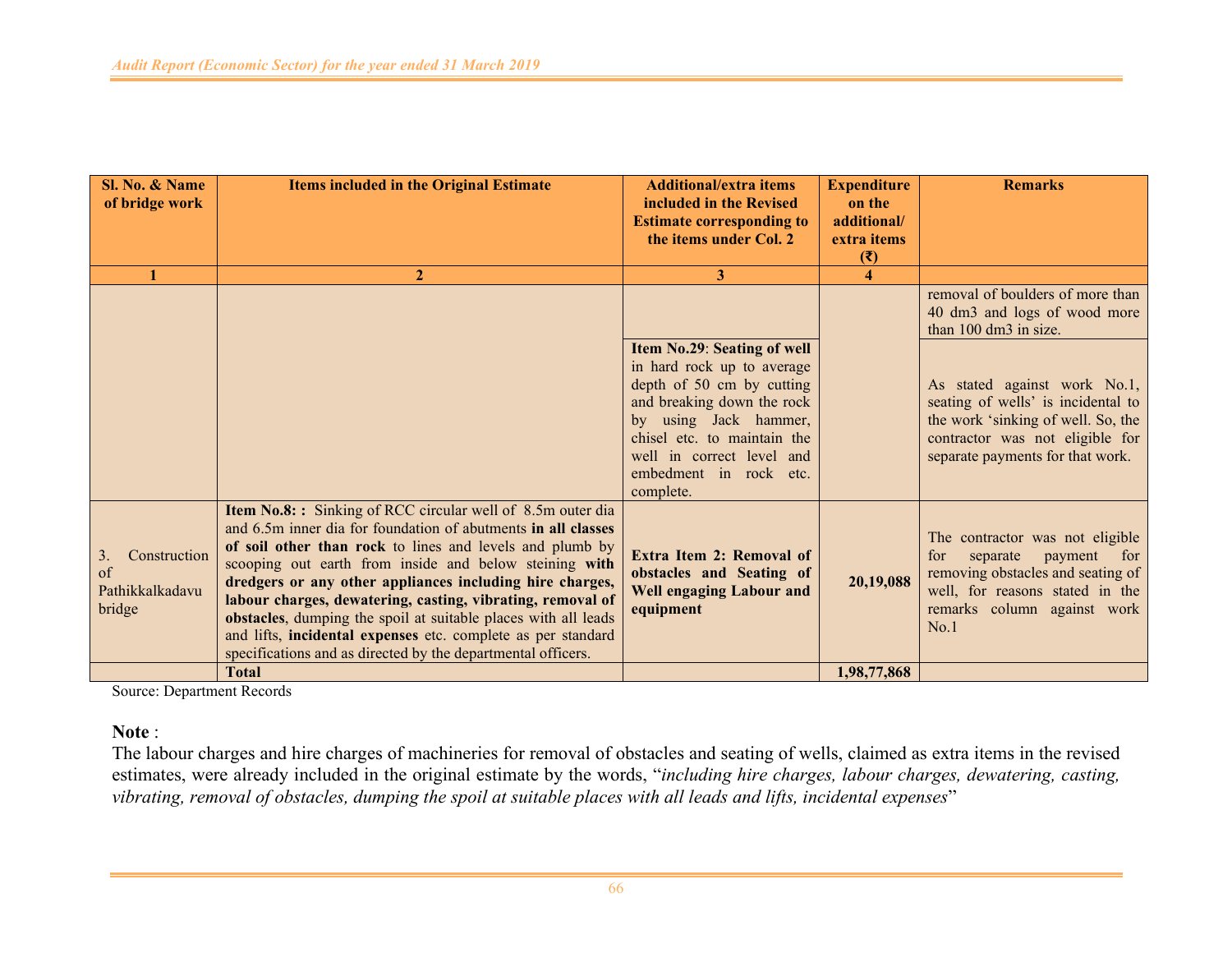| Sl. No. & Name of bridge work | Items included in the Original Estimate | Additional/extra items included in the Revised Estimate corresponding to the items under Col. 2 | Expenditure on the additional/ extra items (₹) | Remarks |
|---|---|---|---|---|
| 1 | 2 | 3 | 4 | |
| | | | | removal of boulders of more than 40 dm3 and logs of wood more than 100 dm3 in size. |
| | | **Item No.29**: **Seating of well** in hard rock up to average depth of 50 cm by cutting and breaking down the rock by using Jack hammer, chisel etc. to maintain the well in correct level and embedment in rock etc. complete. | | As stated against work No.1, seating of wells' is incidental to the work 'sinking of well. So, the contractor was not eligible for separate payments for that work. |
| 3. Construction of Pathikkalkadavu bridge | **Item No.8: :** Sinking of RCC circular well of 8.5m outer dia and 6.5m inner dia for foundation of abutments **in all classes of soil other than rock** to lines and levels and plumb by scooping out earth from inside and below steining **with dredgers or any other appliances including hire charges, labour charges, dewatering, casting, vibrating, removal of obstacles**, dumping the spoil at suitable places with all leads and lifts, **incidental expenses** etc. complete as per standard specifications and as directed by the departmental officers. | **Extra Item 2: Removal of obstacles and Seating of Well engaging Labour and equipment** | **20,19,088** | The contractor was not eligible for separate payment for removing obstacles and seating of well, for reasons stated in the remarks column against work No.1 |
| | **Total** | | **1,98,77,868** | |

Source: Department Records

**Note** :

The labour charges and hire charges of machineries for removal of obstacles and seating of wells, claimed as extra items in the revised estimates, were already included in the original estimate by the words, "*including hire charges, labour charges, dewatering, casting, vibrating, removal of obstacles, dumping the spoil at suitable places with all leads and lifts, incidental expenses*"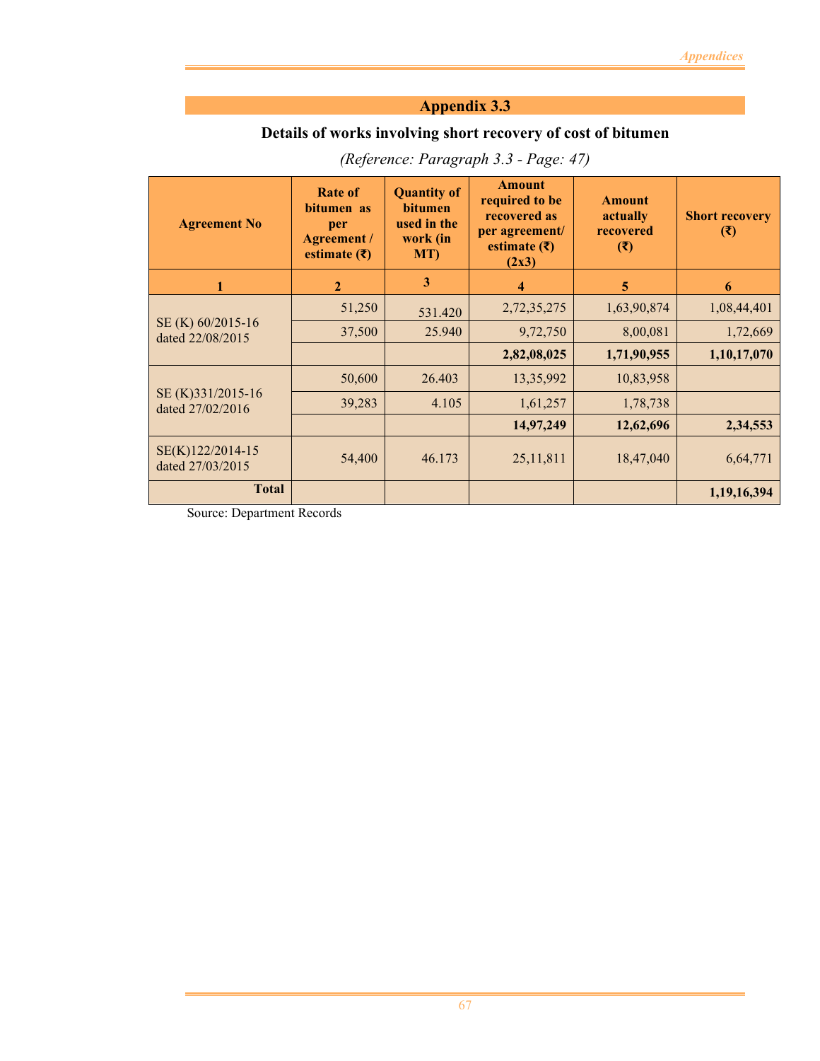## Appendix 3.3

### Details of works involving short recovery of cost of bitumen

*(Reference: Paragraph 3.3 - Page: 47)*

| Agreement No | Rate of bitumen as per Agreement / estimate (₹) | Quantity of bitumen used in the work (in MT) | Amount required to be recovered as per agreement/ estimate (₹) (2x3) | Amount actually recovered (₹) | Short recovery (₹) |
|---|---|---|---|---|---|
| **1** | **2** | **3** | **4** | **5** | **6** |
| SE (K) 60/2015-16 dated 22/08/2015 | 51,250 | 531.420 | 2,72,35,275 | 1,63,90,874 | 1,08,44,401 |
| | 37,500 | 25.940 | 9,72,750 | 8,00,081 | 1,72,669 |
| | | | **2,82,08,025** | **1,71,90,955** | **1,10,17,070** |
| SE (K)331/2015-16 dated 27/02/2016 | 50,600 | 26.403 | 13,35,992 | 10,83,958 | |
| | 39,283 | 4.105 | 1,61,257 | 1,78,738 | |
| | | | **14,97,249** | **12,62,696** | **2,34,553** |
| SE(K)122/2014-15 dated 27/03/2015 | 54,400 | 46.173 | 25,11,811 | 18,47,040 | 6,64,771 |
| **Total** | | | | | **1,19,16,394** |

Source: Department Records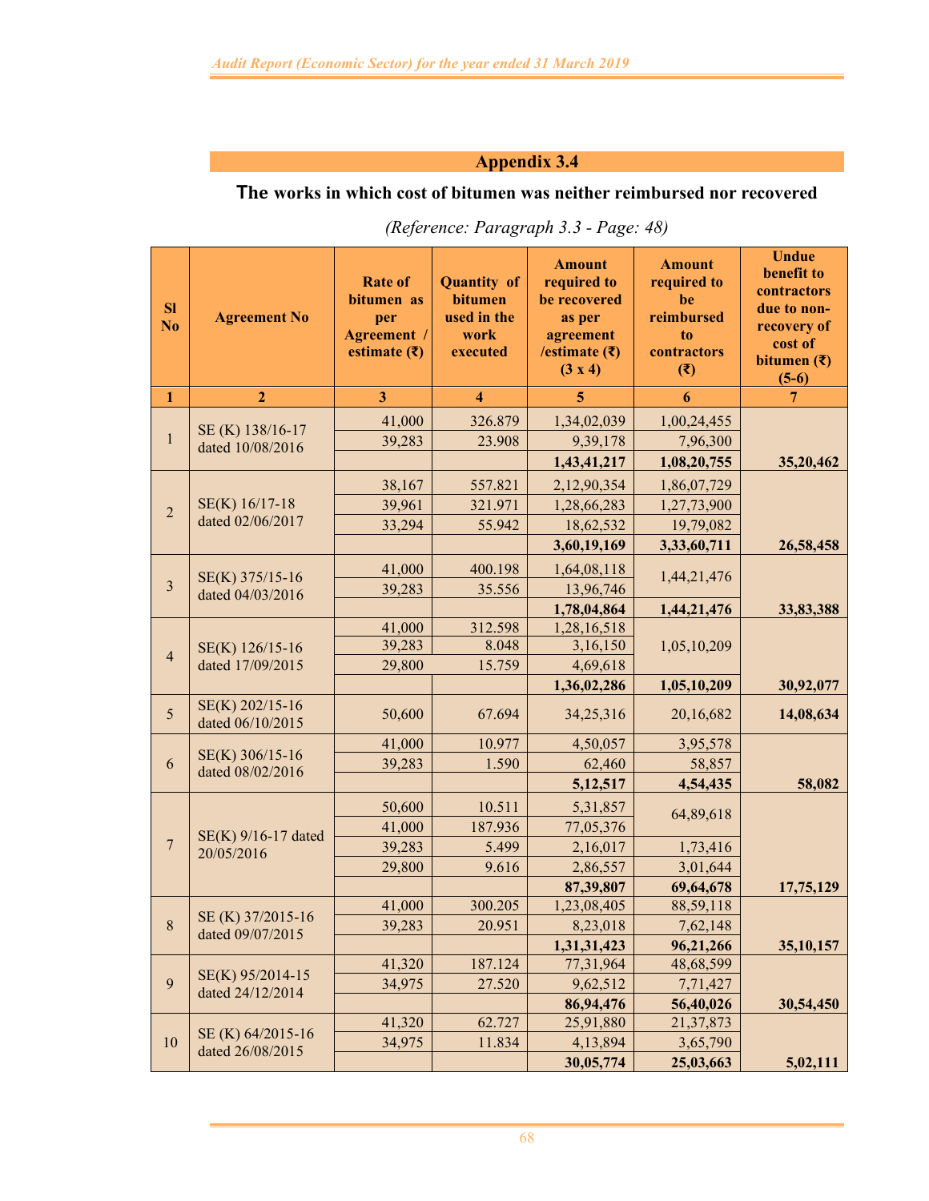## Appendix 3.4

### The works in which cost of bitumen was neither reimbursed nor recovered

*(Reference: Paragraph 3.3 - Page: 48)*

| Sl No | Agreement No | Rate of bitumen as per Agreement / estimate (₹) | Quantity of bitumen used in the work executed | Amount required to be recovered as per agreement /estimate (₹) (3 x 4) | Amount required to be reimbursed to contractors (₹) | Undue benefit to contractors due to non-recovery of cost of bitumen (₹) (5-6) |
|---|---|---|---|---|---|---|
| 1 | 2 | 3 | 4 | 5 | 6 | 7 |
| 1 | SE (K) 138/16-17 dated 10/08/2016 | 41,000 | 326.879 | 1,34,02,039 | 1,00,24,455 | |
| | | 39,283 | 23.908 | 9,39,178 | 7,96,300 | |
| | | | | **1,43,41,217** | **1,08,20,755** | **35,20,462** |
| 2 | SE(K) 16/17-18 dated 02/06/2017 | 38,167 | 557.821 | 2,12,90,354 | 1,86,07,729 | |
| | | 39,961 | 321.971 | 1,28,66,283 | 1,27,73,900 | |
| | | 33,294 | 55.942 | 18,62,532 | 19,79,082 | |
| | | | | **3,60,19,169** | **3,33,60,711** | **26,58,458** |
| 3 | SE(K) 375/15-16 dated 04/03/2016 | 41,000 | 400.198 | 1,64,08,118 | 1,44,21,476 | |
| | | 39,283 | 35.556 | 13,96,746 | | |
| | | | | **1,78,04,864** | **1,44,21,476** | **33,83,388** |
| 4 | SE(K) 126/15-16 dated 17/09/2015 | 41,000 | 312.598 | 1,28,16,518 | 1,05,10,209 | |
| | | 39,283 | 8.048 | 3,16,150 | | |
| | | 29,800 | 15.759 | 4,69,618 | | |
| | | | | **1,36,02,286** | **1,05,10,209** | **30,92,077** |
| 5 | SE(K) 202/15-16 dated 06/10/2015 | 50,600 | 67.694 | 34,25,316 | 20,16,682 | **14,08,634** |
| 6 | SE(K) 306/15-16 dated 08/02/2016 | 41,000 | 10.977 | 4,50,057 | 3,95,578 | |
| | | 39,283 | 1.590 | 62,460 | 58,857 | |
| | | | | **5,12,517** | **4,54,435** | **58,082** |
| 7 | SE(K) 9/16-17 dated 20/05/2016 | 50,600 | 10.511 | 5,31,857 | 64,89,618 | |
| | | 41,000 | 187.936 | 77,05,376 | | |
| | | 39,283 | 5.499 | 2,16,017 | 1,73,416 | |
| | | 29,800 | 9.616 | 2,86,557 | 3,01,644 | |
| | | | | **87,39,807** | **69,64,678** | **17,75,129** |
| 8 | SE (K) 37/2015-16 dated 09/07/2015 | 41,000 | 300.205 | 1,23,08,405 | 88,59,118 | |
| | | 39,283 | 20.951 | 8,23,018 | 7,62,148 | |
| | | | | **1,31,31,423** | **96,21,266** | **35,10,157** |
| 9 | SE(K) 95/2014-15 dated 24/12/2014 | 41,320 | 187.124 | 77,31,964 | 48,68,599 | |
| | | 34,975 | 27.520 | 9,62,512 | 7,71,427 | |
| | | | | **86,94,476** | **56,40,026** | **30,54,450** |
| 10 | SE (K) 64/2015-16 dated 26/08/2015 | 41,320 | 62.727 | 25,91,880 | 21,37,873 | |
| | | 34,975 | 11.834 | 4,13,894 | 3,65,790 | |
| | | | | **30,05,774** | **25,03,663** | **5,02,111** |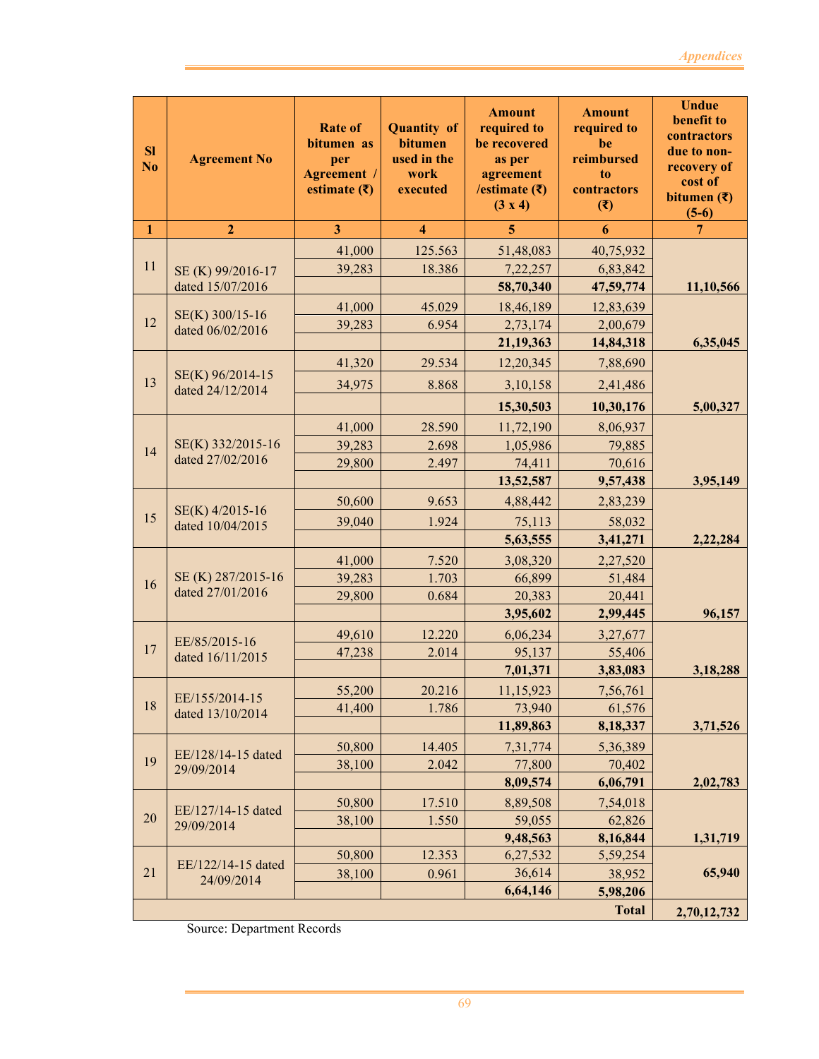| Sl No | Agreement No | Rate of bitumen as per Agreement / estimate (₹) | Quantity of bitumen used in the work executed | Amount required to be recovered as per agreement /estimate (₹) (3 x 4) | Amount required to be reimbursed to contractors (₹) | Undue benefit to contractors due to non-recovery of cost of bitumen (₹) (5-6) |
|---|---|---|---|---|---|---|
| 1 | 2 | 3 | 4 | 5 | 6 | 7 |
| 11 | SE (K) 99/2016-17 dated 15/07/2016 | 41,000 | 125.563 | 51,48,083 | 40,75,932 | |
| | | 39,283 | 18.386 | 7,22,257 | 6,83,842 | |
| | | | | **58,70,340** | **47,59,774** | **11,10,566** |
| 12 | SE(K) 300/15-16 dated 06/02/2016 | 41,000 | 45.029 | 18,46,189 | 12,83,639 | |
| | | 39,283 | 6.954 | 2,73,174 | 2,00,679 | |
| | | | | **21,19,363** | **14,84,318** | **6,35,045** |
| 13 | SE(K) 96/2014-15 dated 24/12/2014 | 41,320 | 29.534 | 12,20,345 | 7,88,690 | |
| | | 34,975 | 8.868 | 3,10,158 | 2,41,486 | |
| | | | | **15,30,503** | **10,30,176** | **5,00,327** |
| 14 | SE(K) 332/2015-16 dated 27/02/2016 | 41,000 | 28.590 | 11,72,190 | 8,06,937 | |
| | | 39,283 | 2.698 | 1,05,986 | 79,885 | |
| | | 29,800 | 2.497 | 74,411 | 70,616 | |
| | | | | **13,52,587** | **9,57,438** | **3,95,149** |
| 15 | SE(K) 4/2015-16 dated 10/04/2015 | 50,600 | 9.653 | 4,88,442 | 2,83,239 | |
| | | 39,040 | 1.924 | 75,113 | 58,032 | |
| | | | | **5,63,555** | **3,41,271** | **2,22,284** |
| 16 | SE (K) 287/2015-16 dated 27/01/2016 | 41,000 | 7.520 | 3,08,320 | 2,27,520 | |
| | | 39,283 | 1.703 | 66,899 | 51,484 | |
| | | 29,800 | 0.684 | 20,383 | 20,441 | |
| | | | | **3,95,602** | **2,99,445** | **96,157** |
| 17 | EE/85/2015-16 dated 16/11/2015 | 49,610 | 12.220 | 6,06,234 | 3,27,677 | |
| | | 47,238 | 2.014 | 95,137 | 55,406 | |
| | | | | **7,01,371** | **3,83,083** | **3,18,288** |
| 18 | EE/155/2014-15 dated 13/10/2014 | 55,200 | 20.216 | 11,15,923 | 7,56,761 | |
| | | 41,400 | 1.786 | 73,940 | 61,576 | |
| | | | | **11,89,863** | **8,18,337** | **3,71,526** |
| 19 | EE/128/14-15 dated 29/09/2014 | 50,800 | 14.405 | 7,31,774 | 5,36,389 | |
| | | 38,100 | 2.042 | 77,800 | 70,402 | |
| | | | | **8,09,574** | **6,06,791** | **2,02,783** |
| 20 | EE/127/14-15 dated 29/09/2014 | 50,800 | 17.510 | 8,89,508 | 7,54,018 | |
| | | 38,100 | 1.550 | 59,055 | 62,826 | |
| | | | | **9,48,563** | **8,16,844** | **1,31,719** |
| 21 | EE/122/14-15 dated 24/09/2014 | 50,800 | 12.353 | 6,27,532 | 5,59,254 | |
| | | 38,100 | 0.961 | 36,614 | 38,952 | **65,940** |
| | | | | **6,64,146** | **5,98,206** | |
| | | | | | **Total** | **2,70,12,732** |

Source: Department Records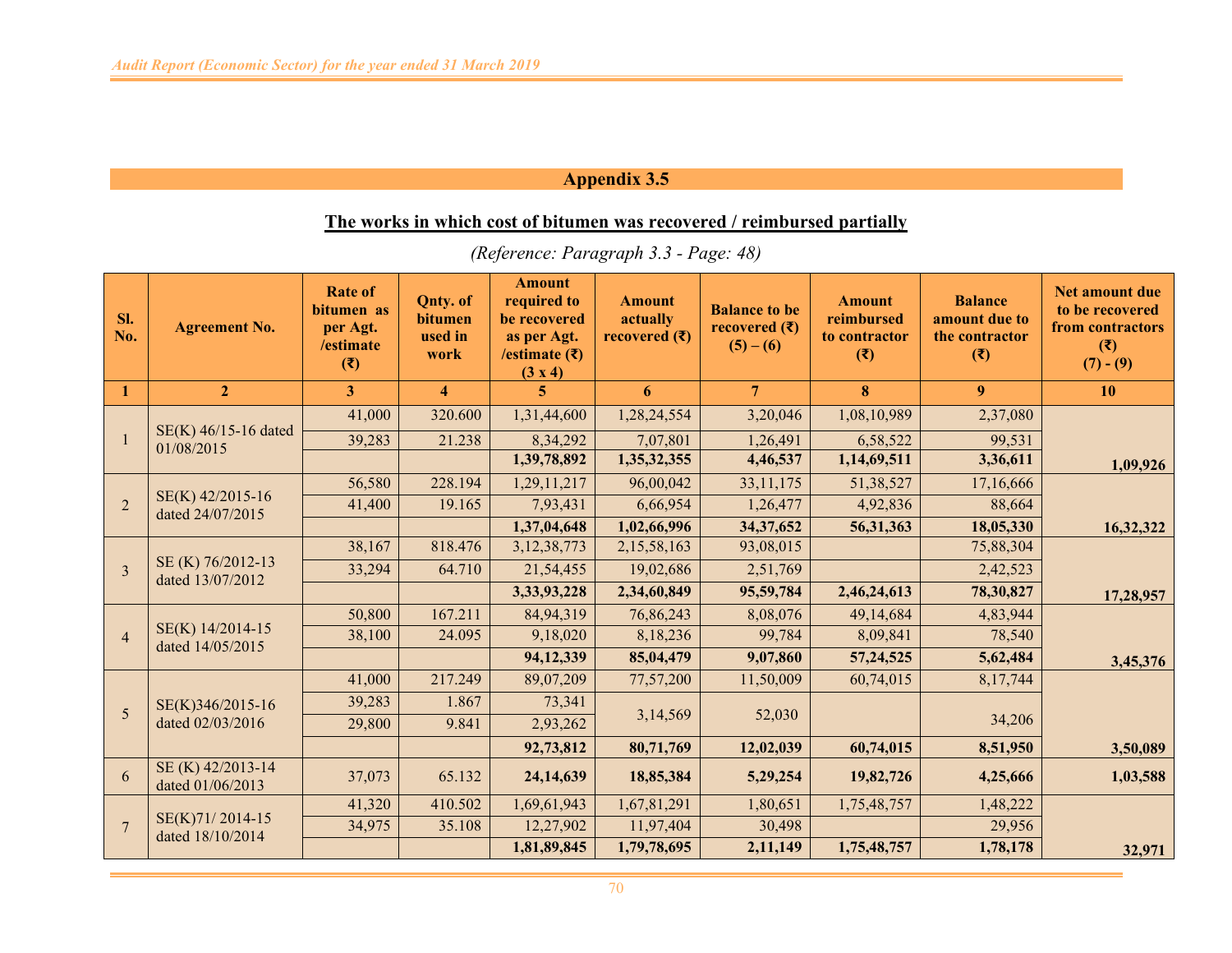## Appendix 3.5

**The works in which cost of bitumen was recovered / reimbursed partially**

*(Reference: Paragraph 3.3 - Page: 48)*

| Sl. No. | Agreement No. | Rate of bitumen as per Agt. /estimate (₹) | Qnty. of bitumen used in work | Amount required to be recovered as per Agt. /estimate (₹) (3 x 4) | Amount actually recovered (₹) | Balance to be recovered (₹) (5) – (6) | Amount reimbursed to contractor (₹) | Balance amount due to the contractor (₹) | Net amount due to be recovered from contractors (₹) (7) - (9) |
|---|---|---|---|---|---|---|---|---|---|
| 1 | 2 | 3 | 4 | 5 | 6 | 7 | 8 | 9 | 10 |
| 1 | SE(K) 46/15-16 dated 01/08/2015 | 41,000 | 320.600 | 1,31,44,600 | 1,28,24,554 | 3,20,046 | 1,08,10,989 | 2,37,080 | |
| | | 39,283 | 21.238 | 8,34,292 | 7,07,801 | 1,26,491 | 6,58,522 | 99,531 | |
| | | | | **1,39,78,892** | **1,35,32,355** | **4,46,537** | **1,14,69,511** | **3,36,611** | **1,09,926** |
| 2 | SE(K) 42/2015-16 dated 24/07/2015 | 56,580 | 228.194 | 1,29,11,217 | 96,00,042 | 33,11,175 | 51,38,527 | 17,16,666 | |
| | | 41,400 | 19.165 | 7,93,431 | 6,66,954 | 1,26,477 | 4,92,836 | 88,664 | |
| | | | | **1,37,04,648** | **1,02,66,996** | **34,37,652** | **56,31,363** | **18,05,330** | **16,32,322** |
| 3 | SE (K) 76/2012-13 dated 13/07/2012 | 38,167 | 818.476 | 3,12,38,773 | 2,15,58,163 | 93,08,015 | | 75,88,304 | |
| | | 33,294 | 64.710 | 21,54,455 | 19,02,686 | 2,51,769 | | 2,42,523 | |
| | | | | **3,33,93,228** | **2,34,60,849** | **95,59,784** | **2,46,24,613** | **78,30,827** | **17,28,957** |
| 4 | SE(K) 14/2014-15 dated 14/05/2015 | 50,800 | 167.211 | 84,94,319 | 76,86,243 | 8,08,076 | 49,14,684 | 4,83,944 | |
| | | 38,100 | 24.095 | 9,18,020 | 8,18,236 | 99,784 | 8,09,841 | 78,540 | |
| | | | | **94,12,339** | **85,04,479** | **9,07,860** | **57,24,525** | **5,62,484** | **3,45,376** |
| 5 | SE(K)346/2015-16 dated 02/03/2016 | 41,000 | 217.249 | 89,07,209 | 77,57,200 | 11,50,009 | 60,74,015 | 8,17,744 | |
| | | 39,283 | 1.867 | 73,341 | 3,14,569 | 52,030 | | 34,206 | |
| | | 29,800 | 9.841 | 2,93,262 | | | | | |
| | | | | **92,73,812** | **80,71,769** | **12,02,039** | **60,74,015** | **8,51,950** | **3,50,089** |
| 6 | SE (K) 42/2013-14 dated 01/06/2013 | 37,073 | 65.132 | **24,14,639** | **18,85,384** | **5,29,254** | **19,82,726** | **4,25,666** | **1,03,588** |
| 7 | SE(K)71/ 2014-15 dated 18/10/2014 | 41,320 | 410.502 | 1,69,61,943 | 1,67,81,291 | 1,80,651 | 1,75,48,757 | 1,48,222 | |
| | | 34,975 | 35.108 | 12,27,902 | 11,97,404 | 30,498 | | 29,956 | |
| | | | | **1,81,89,845** | **1,79,78,695** | **2,11,149** | **1,75,48,757** | **1,78,178** | **32,971** |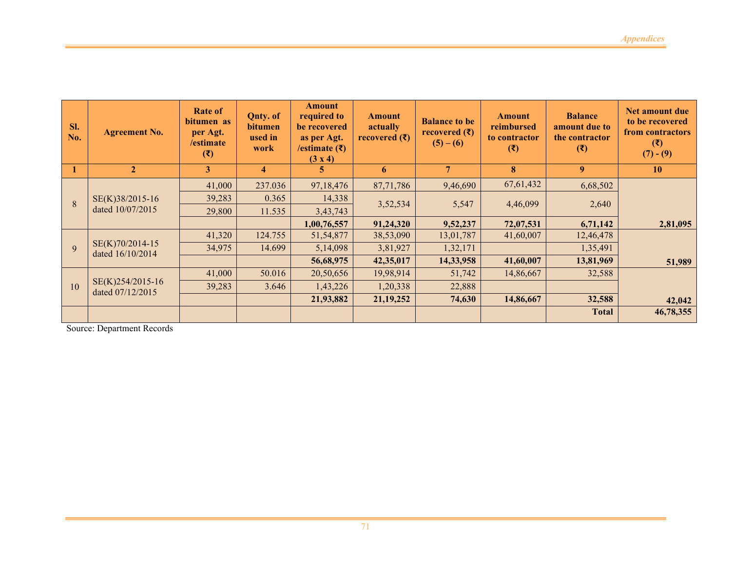| Sl. No. | Agreement No. | Rate of bitumen as per Agt. /estimate (₹) | Qnty. of bitumen used in work | Amount required to be recovered as per Agt. /estimate (₹) (3 x 4) | Amount actually recovered (₹) | Balance to be recovered (₹) (5) – (6) | Amount reimbursed to contractor (₹) | Balance amount due to the contractor (₹) | Net amount due to be recovered from contractors (₹) (7) - (9) |
|---|---|---|---|---|---|---|---|---|---|
| 1 | 2 | 3 | 4 | 5 | 6 | 7 | 8 | 9 | 10 |
| 8 | SE(K)38/2015-16 dated 10/07/2015 | 41,000 | 237.036 | 97,18,476 | 87,71,786 | 9,46,690 | 67,61,432 | 6,68,502 | |
| | | 39,283 | 0.365 | 14,338 | 3,52,534 | 5,547 | 4,46,099 | 2,640 | |
| | | 29,800 | 11.535 | 3,43,743 | | | | | |
| | | | | **1,00,76,557** | **91,24,320** | **9,52,237** | **72,07,531** | **6,71,142** | **2,81,095** |
| 9 | SE(K)70/2014-15 dated 16/10/2014 | 41,320 | 124.755 | 51,54,877 | 38,53,090 | 13,01,787 | 41,60,007 | 12,46,478 | |
| | | 34,975 | 14.699 | 5,14,098 | 3,81,927 | 1,32,171 | | 1,35,491 | |
| | | | | **56,68,975** | **42,35,017** | **14,33,958** | **41,60,007** | **13,81,969** | **51,989** |
| 10 | SE(K)254/2015-16 dated 07/12/2015 | 41,000 | 50.016 | 20,50,656 | 19,98,914 | 51,742 | 14,86,667 | 32,588 | |
| | | 39,283 | 3.646 | 1,43,226 | 1,20,338 | 22,888 | | | |
| | | | | **21,93,882** | **21,19,252** | **74,630** | **14,86,667** | **32,588** | **42,042** |
| | | | | | | | | **Total** | **46,78,355** |

Source: Department Records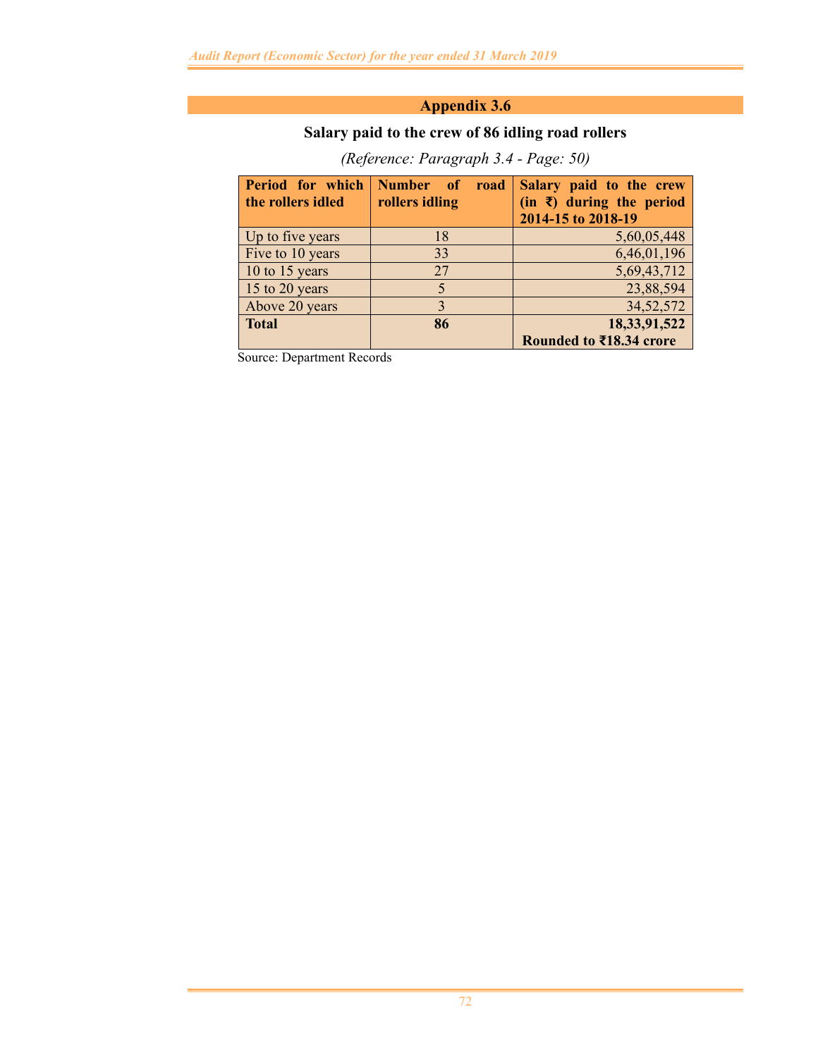## Appendix 3.6

### Salary paid to the crew of 86 idling road rollers

*(Reference: Paragraph 3.4 - Page: 50)*

| Period for which the rollers idled | Number of road rollers idling | Salary paid to the crew (in ₹) during the period 2014-15 to 2018-19 |
|---|---|---|
| Up to five years | 18 | 5,60,05,448 |
| Five to 10 years | 33 | 6,46,01,196 |
| 10 to 15 years | 27 | 5,69,43,712 |
| 15 to 20 years | 5 | 23,88,594 |
| Above 20 years | 3 | 34,52,572 |
| **Total** | **86** | **18,33,91,522 Rounded to ₹18.34 crore** |

Source: Department Records